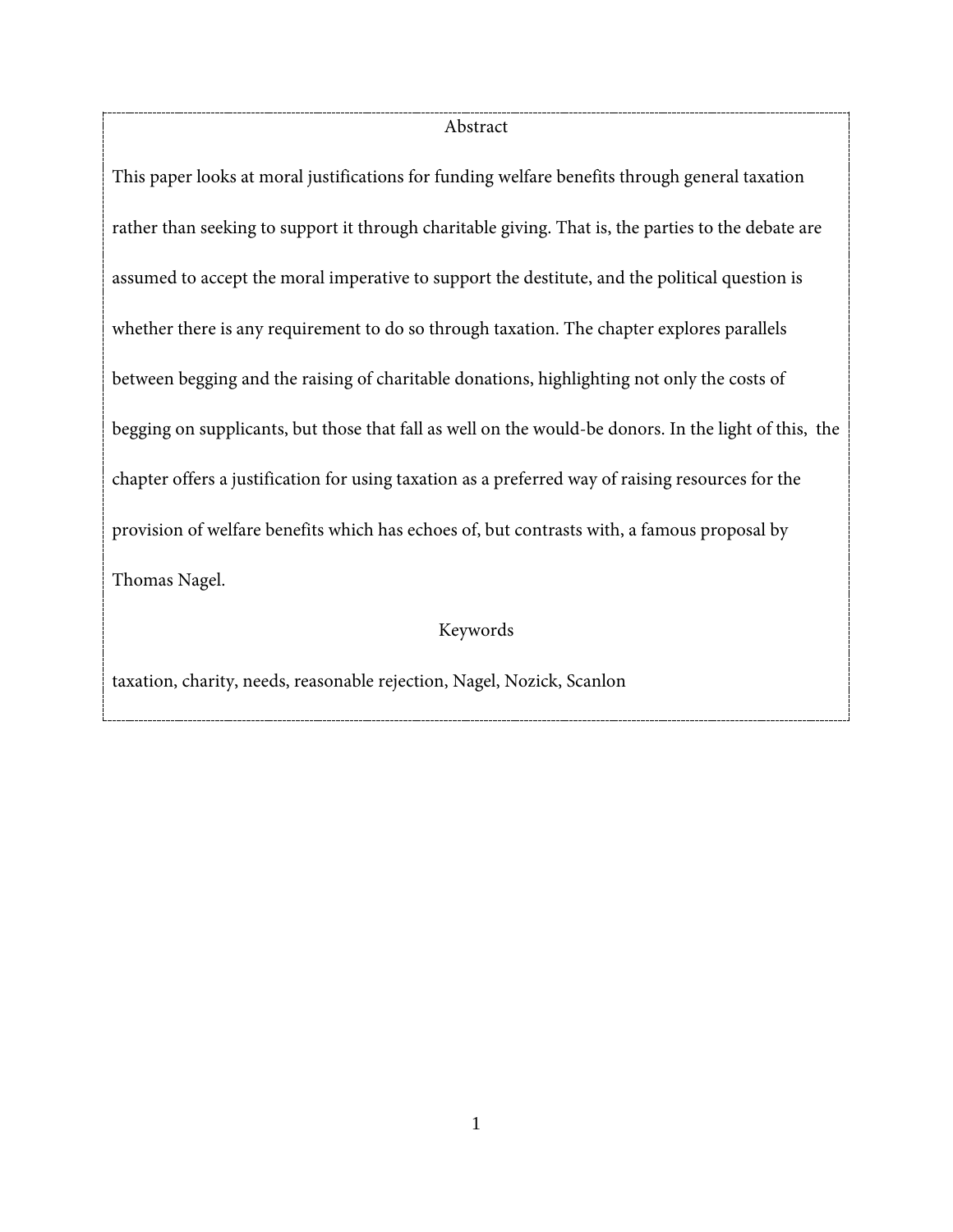## Abstract

This paper looks at moral justifications for funding welfare benefits through general taxation rather than seeking to support it through charitable giving. That is, the parties to the debate are assumed to accept the moral imperative to support the destitute, and the political question is whether there is any requirement to do so through taxation. The chapter explores parallels between begging and the raising of charitable donations, highlighting not only the costs of begging on supplicants, but those that fall as well on the would-be donors. In the light of this, the chapter offers a justification for using taxation as a preferred way of raising resources for the provision of welfare benefits which has echoes of, but contrasts with, a famous proposal by Thomas Nagel.

## Keywords

taxation, charity, needs, reasonable rejection, Nagel, Nozick, Scanlon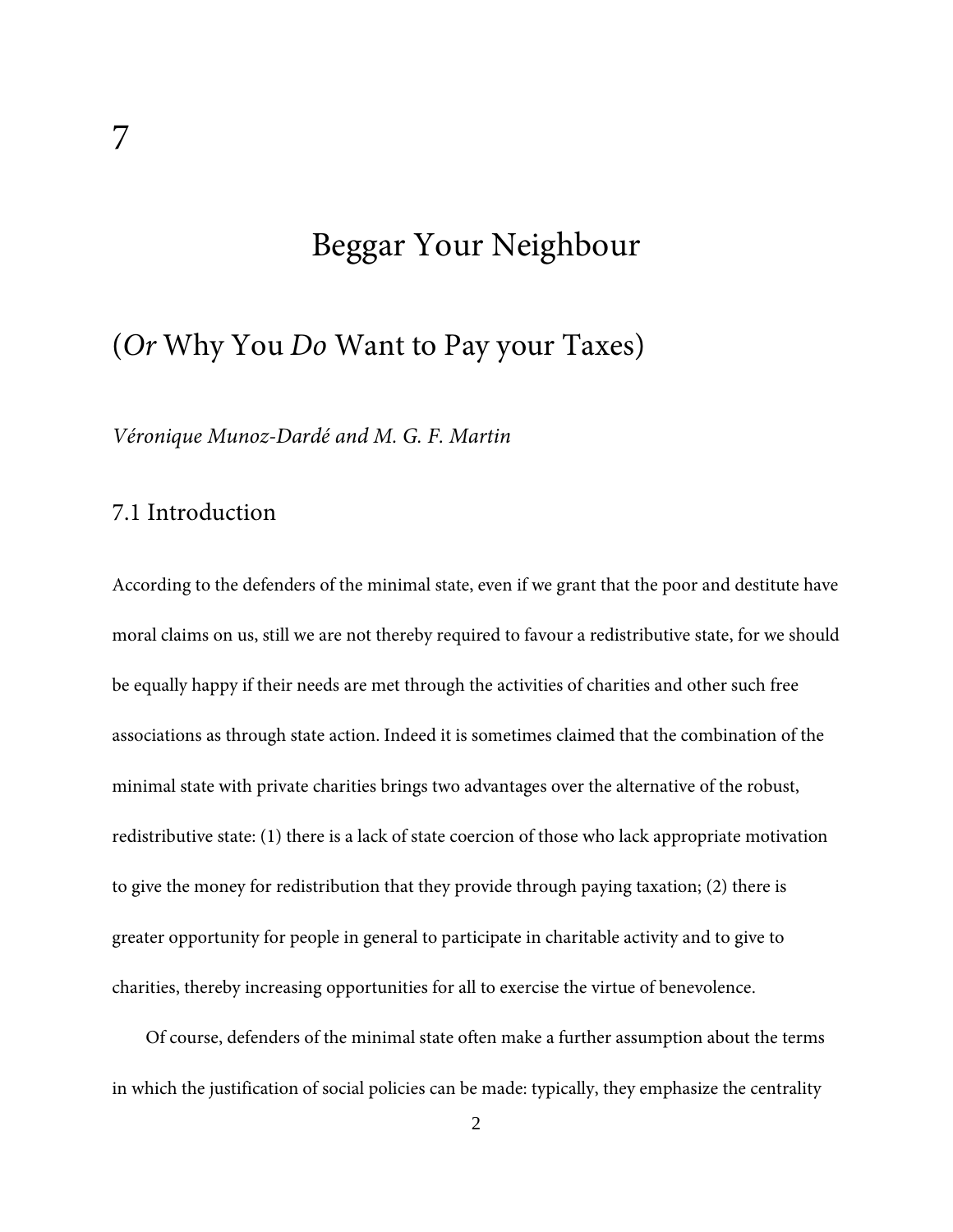# 7

## Beggar Your Neighbour

## (*Or* Why You *Do* Want to Pay your Taxes)

*Véronique Munoz-Dardé and M. G. F. Martin*

### 7.1 Introduction

According to the defenders of the minimal state, even if we grant that the poor and destitute have moral claims on us, still we are not thereby required to favour a redistributive state, for we should be equally happy if their needs are met through the activities of charities and other such free associations as through state action. Indeed it is sometimes claimed that the combination of the minimal state with private charities brings two advantages over the alternative of the robust, redistributive state: (1) there is a lack of state coercion of those who lack appropriate motivation to give the money for redistribution that they provide through paying taxation; (2) there is greater opportunity for people in general to participate in charitable activity and to give to charities, thereby increasing opportunities for all to exercise the virtue of benevolence.

Of course, defenders of the minimal state often make a further assumption about the terms in which the justification of social policies can be made: typically, they emphasize the centrality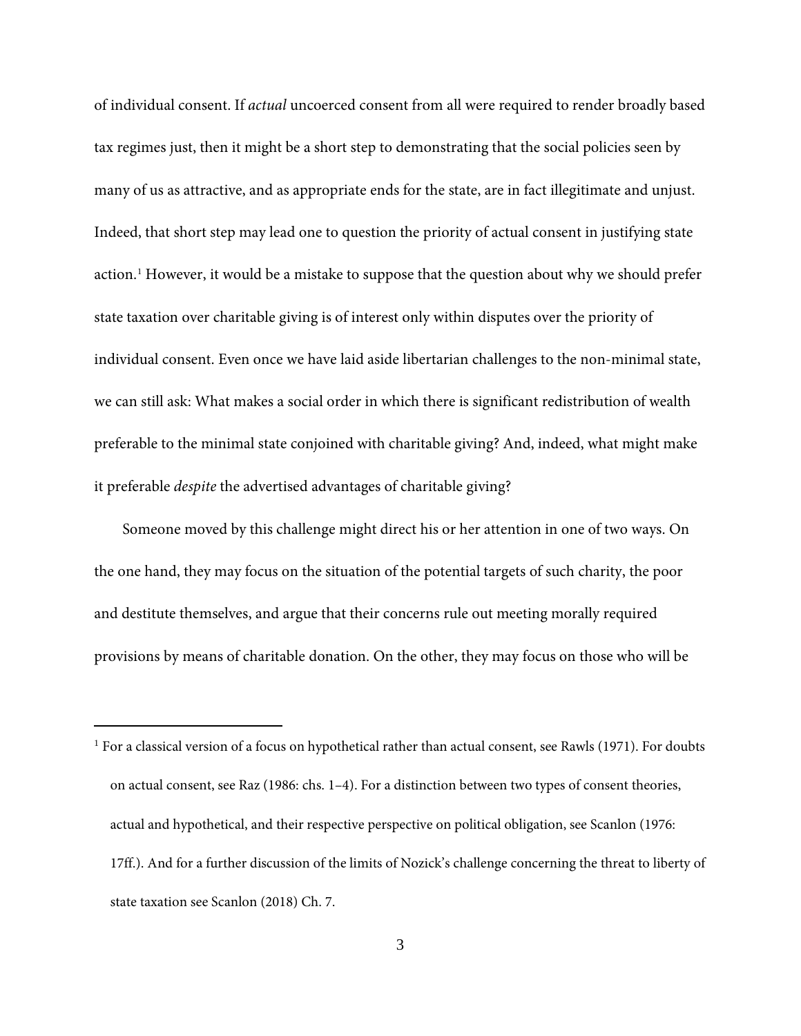of individual consent. If *actual* uncoerced consent from all were required to render broadly based tax regimes just, then it might be a short step to demonstrating that the social policies seen by many of us as attractive, and as appropriate ends for the state, are in fact illegitimate and unjust. Indeed, that short step may lead one to question the priority of actual consent in justifying state action.[1] However, it would be a mistake to suppose that the question about why we should prefer state taxation over charitable giving is of interest only within disputes over the priority of individual consent. Even once we have laid aside libertarian challenges to the non-minimal state, we can still ask: What makes a social order in which there is significant redistribution of wealth preferable to the minimal state conjoined with charitable giving? And, indeed, what might make it preferable *despite* the advertised advantages of charitable giving?

Someone moved by this challenge might direct his or her attention in one of two ways. On the one hand, they may focus on the situation of the potential targets of such charity, the poor and destitute themselves, and argue that their concerns rule out meeting morally required provisions by means of charitable donation. On the other, they may focus on those who will be

---

[1] For a classical version of a focus on hypothetical rather than actual consent, see Rawls (1971). For doubts on actual consent, see Raz (1986: chs. 1–4). For a distinction between two types of consent theories, actual and hypothetical, and their respective perspective on political obligation, see Scanlon (1976: 17ff.). And for a further discussion of the limits of Nozick's challenge concerning the threat to liberty of state taxation see Scanlon (2018) Ch. 7.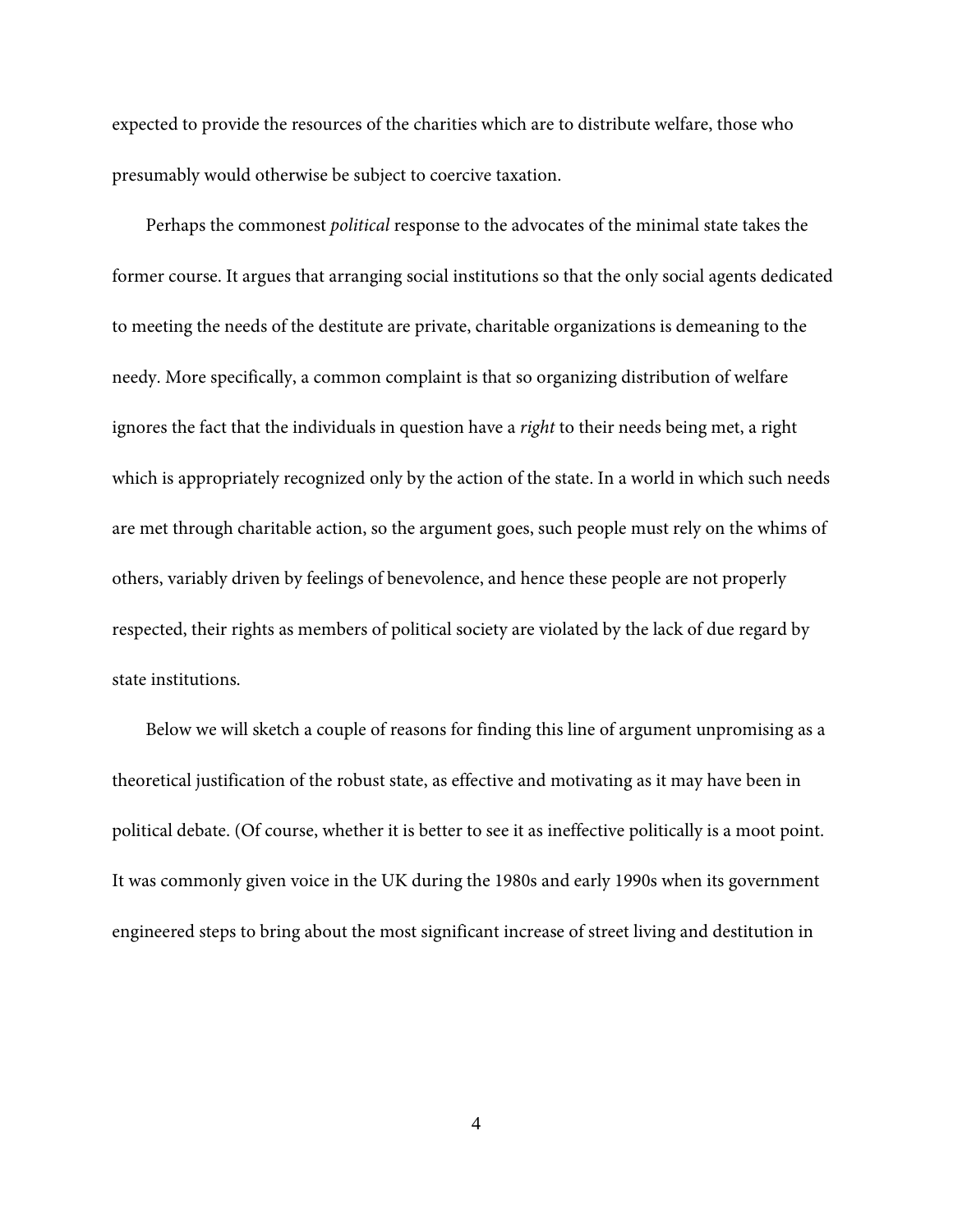expected to provide the resources of the charities which are to distribute welfare, those who presumably would otherwise be subject to coercive taxation.

Perhaps the commonest *political* response to the advocates of the minimal state takes the former course. It argues that arranging social institutions so that the only social agents dedicated to meeting the needs of the destitute are private, charitable organizations is demeaning to the needy. More specifically, a common complaint is that so organizing distribution of welfare ignores the fact that the individuals in question have a *right* to their needs being met, a right which is appropriately recognized only by the action of the state. In a world in which such needs are met through charitable action, so the argument goes, such people must rely on the whims of others, variably driven by feelings of benevolence, and hence these people are not properly respected, their rights as members of political society are violated by the lack of due regard by state institutions.

Below we will sketch a couple of reasons for finding this line of argument unpromising as a theoretical justification of the robust state, as effective and motivating as it may have been in political debate. (Of course, whether it is better to see it as ineffective politically is a moot point. It was commonly given voice in the UK during the 1980s and early 1990s when its government engineered steps to bring about the most significant increase of street living and destitution in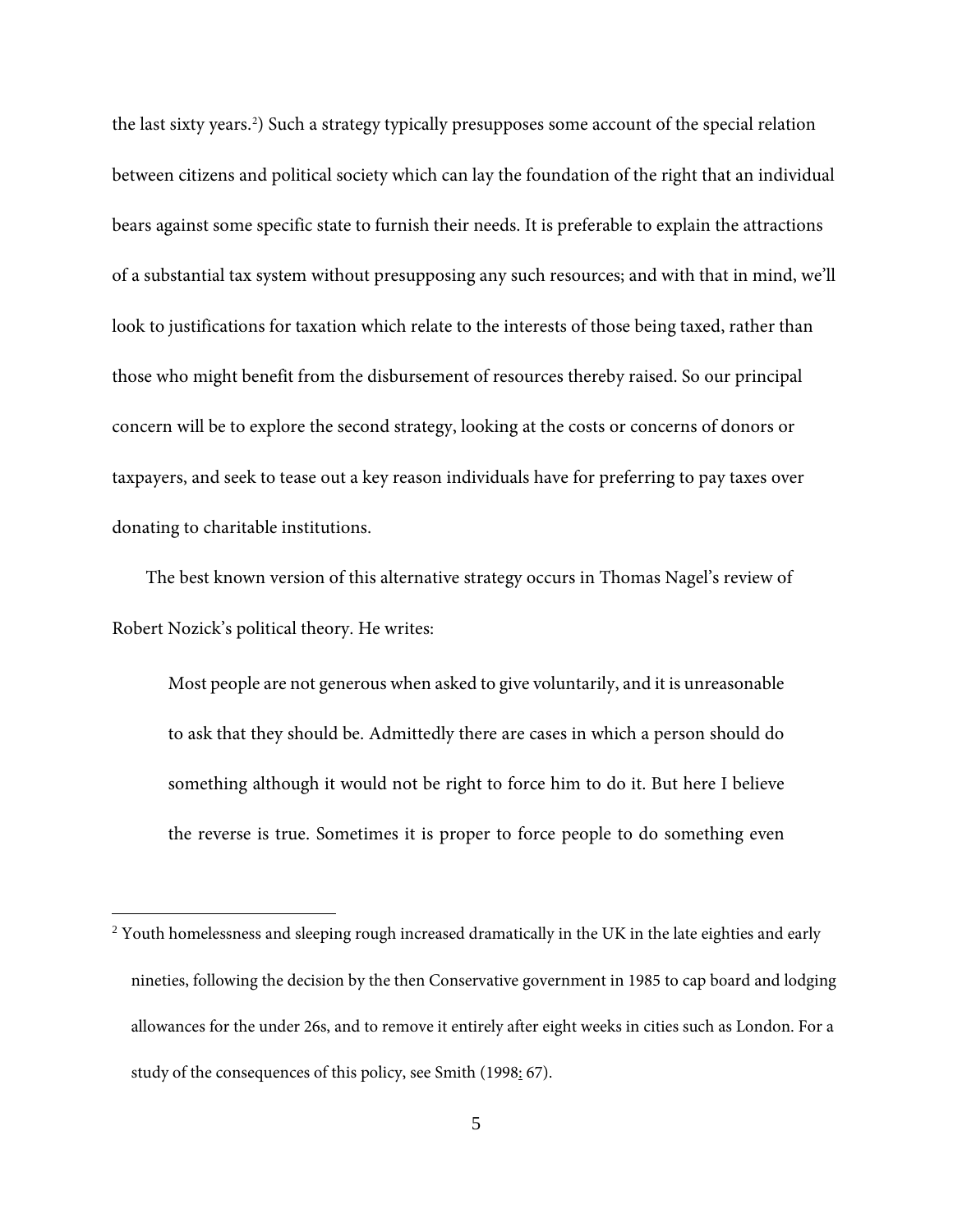the last sixty years.[2]) Such a strategy typically presupposes some account of the special relation between citizens and political society which can lay the foundation of the right that an individual bears against some specific state to furnish their needs. It is preferable to explain the attractions of a substantial tax system without presupposing any such resources; and with that in mind, we'll look to justifications for taxation which relate to the interests of those being taxed, rather than those who might benefit from the disbursement of resources thereby raised. So our principal concern will be to explore the second strategy, looking at the costs or concerns of donors or taxpayers, and seek to tease out a key reason individuals have for preferring to pay taxes over donating to charitable institutions.

The best known version of this alternative strategy occurs in Thomas Nagel's review of Robert Nozick's political theory. He writes:

> Most people are not generous when asked to give voluntarily, and it is unreasonable to ask that they should be. Admittedly there are cases in which a person should do something although it would not be right to force him to do it. But here I believe the reverse is true. Sometimes it is proper to force people to do something even

---

[2] Youth homelessness and sleeping rough increased dramatically in the UK in the late eighties and early nineties, following the decision by the then Conservative government in 1985 to cap board and lodging allowances for the under 26s, and to remove it entirely after eight weeks in cities such as London. For a study of the consequences of this policy, see Smith (1998: 67).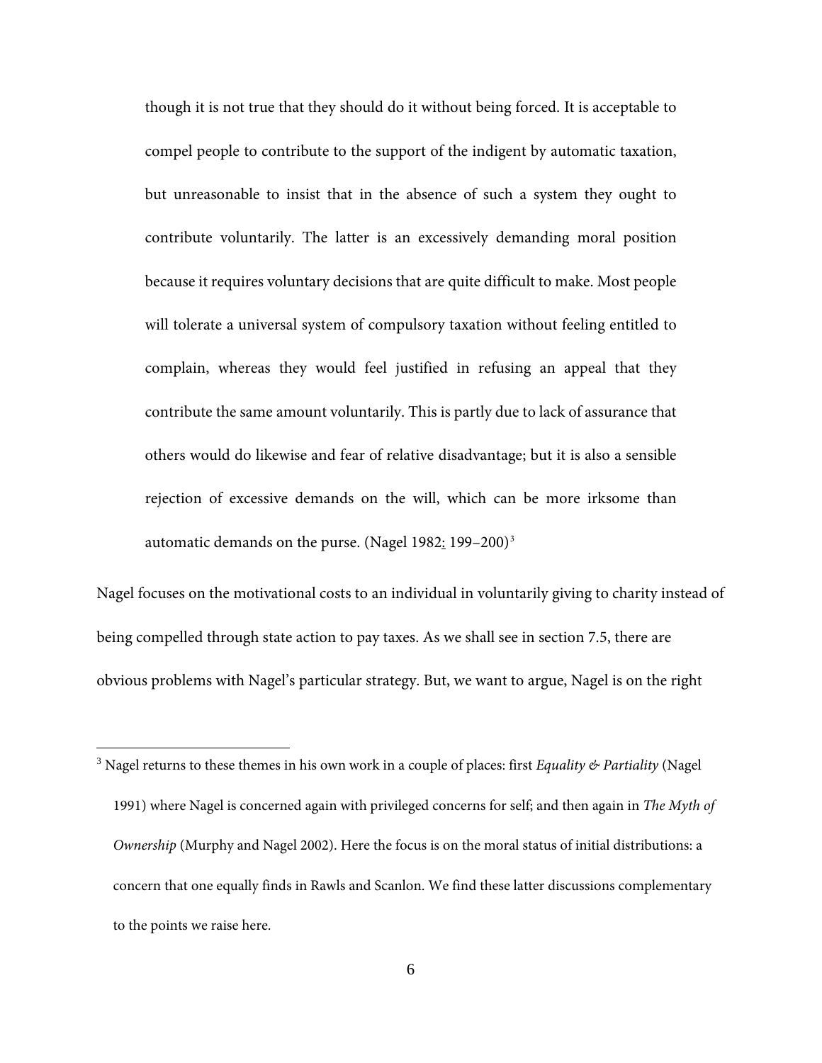> though it is not true that they should do it without being forced. It is acceptable to compel people to contribute to the support of the indigent by automatic taxation, but unreasonable to insist that in the absence of such a system they ought to contribute voluntarily. The latter is an excessively demanding moral position because it requires voluntary decisions that are quite difficult to make. Most people will tolerate a universal system of compulsory taxation without feeling entitled to complain, whereas they would feel justified in refusing an appeal that they contribute the same amount voluntarily. This is partly due to lack of assurance that others would do likewise and fear of relative disadvantage; but it is also a sensible rejection of excessive demands on the will, which can be more irksome than automatic demands on the purse. (Nagel 1982: 199–200)[3]

Nagel focuses on the motivational costs to an individual in voluntarily giving to charity instead of being compelled through state action to pay taxes. As we shall see in section 7.5, there are obvious problems with Nagel's particular strategy. But, we want to argue, Nagel is on the right

[3] Nagel returns to these themes in his own work in a couple of places: first *Equality & Partiality* (Nagel 1991) where Nagel is concerned again with privileged concerns for self; and then again in *The Myth of Ownership* (Murphy and Nagel 2002). Here the focus is on the moral status of initial distributions: a concern that one equally finds in Rawls and Scanlon. We find these latter discussions complementary to the points we raise here.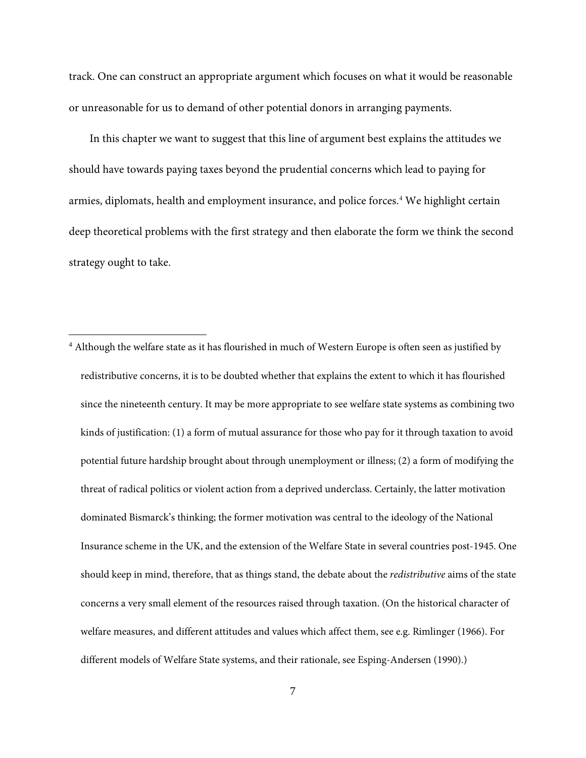track. One can construct an appropriate argument which focuses on what it would be reasonable or unreasonable for us to demand of other potential donors in arranging payments.

In this chapter we want to suggest that this line of argument best explains the attitudes we should have towards paying taxes beyond the prudential concerns which lead to paying for armies, diplomats, health and employment insurance, and police forces.[4] We highlight certain deep theoretical problems with the first strategy and then elaborate the form we think the second strategy ought to take.

---

[4] Although the welfare state as it has flourished in much of Western Europe is often seen as justified by redistributive concerns, it is to be doubted whether that explains the extent to which it has flourished since the nineteenth century. It may be more appropriate to see welfare state systems as combining two kinds of justification: (1) a form of mutual assurance for those who pay for it through taxation to avoid potential future hardship brought about through unemployment or illness; (2) a form of modifying the threat of radical politics or violent action from a deprived underclass. Certainly, the latter motivation dominated Bismarck's thinking; the former motivation was central to the ideology of the National Insurance scheme in the UK, and the extension of the Welfare State in several countries post-1945. One should keep in mind, therefore, that as things stand, the debate about the *redistributive* aims of the state concerns a very small element of the resources raised through taxation. (On the historical character of welfare measures, and different attitudes and values which affect them, see e.g. Rimlinger (1966). For different models of Welfare State systems, and their rationale, see Esping-Andersen (1990).)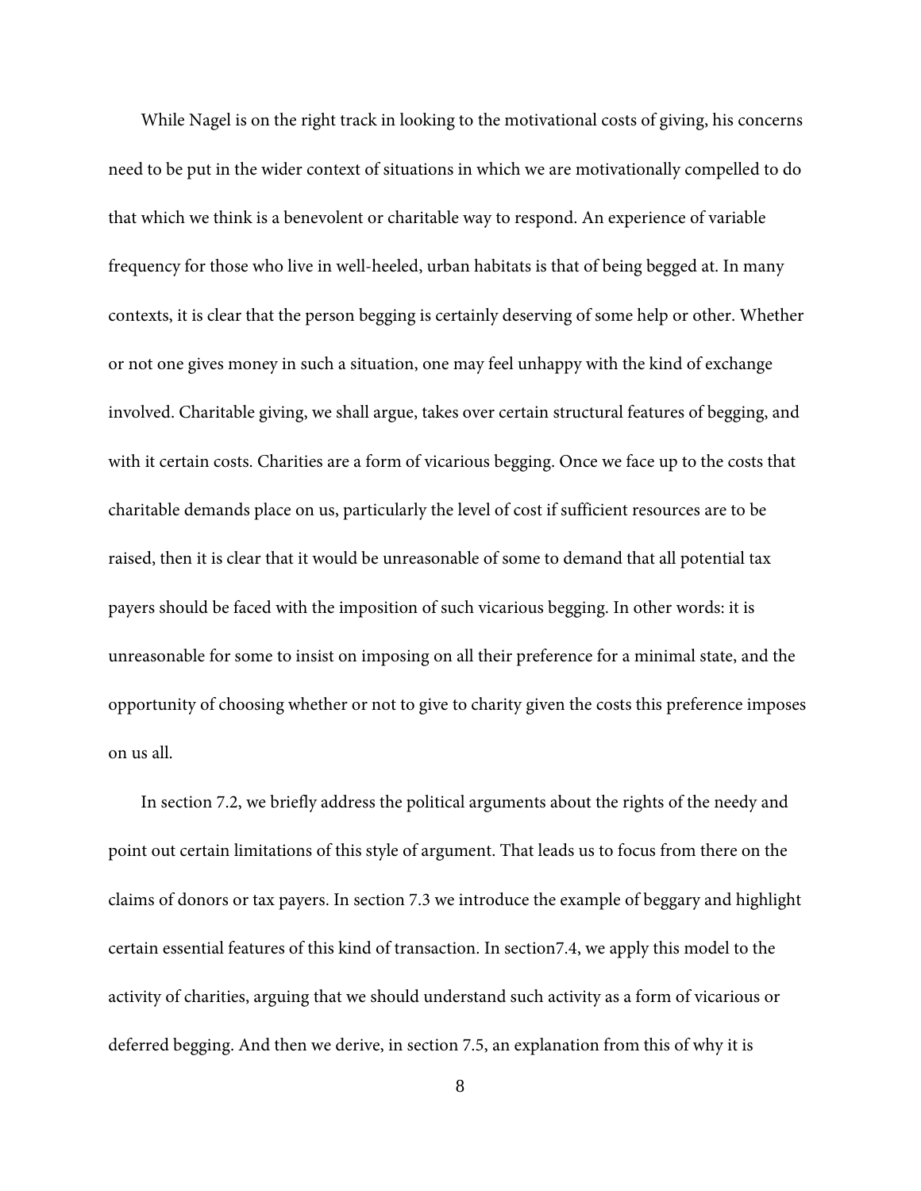While Nagel is on the right track in looking to the motivational costs of giving, his concerns need to be put in the wider context of situations in which we are motivationally compelled to do that which we think is a benevolent or charitable way to respond. An experience of variable frequency for those who live in well-heeled, urban habitats is that of being begged at. In many contexts, it is clear that the person begging is certainly deserving of some help or other. Whether or not one gives money in such a situation, one may feel unhappy with the kind of exchange involved. Charitable giving, we shall argue, takes over certain structural features of begging, and with it certain costs. Charities are a form of vicarious begging. Once we face up to the costs that charitable demands place on us, particularly the level of cost if sufficient resources are to be raised, then it is clear that it would be unreasonable of some to demand that all potential tax payers should be faced with the imposition of such vicarious begging. In other words: it is unreasonable for some to insist on imposing on all their preference for a minimal state, and the opportunity of choosing whether or not to give to charity given the costs this preference imposes on us all.

In section 7.2, we briefly address the political arguments about the rights of the needy and point out certain limitations of this style of argument. That leads us to focus from there on the claims of donors or tax payers. In section 7.3 we introduce the example of beggary and highlight certain essential features of this kind of transaction. In section7.4, we apply this model to the activity of charities, arguing that we should understand such activity as a form of vicarious or deferred begging. And then we derive, in section 7.5, an explanation from this of why it is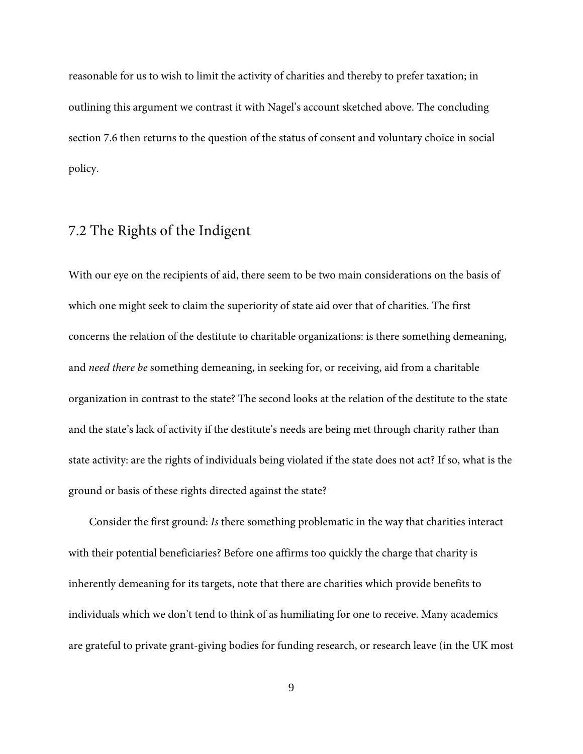reasonable for us to wish to limit the activity of charities and thereby to prefer taxation; in outlining this argument we contrast it with Nagel's account sketched above. The concluding section 7.6 then returns to the question of the status of consent and voluntary choice in social policy.

## 7.2 The Rights of the Indigent

With our eye on the recipients of aid, there seem to be two main considerations on the basis of which one might seek to claim the superiority of state aid over that of charities. The first concerns the relation of the destitute to charitable organizations: is there something demeaning, and *need there be* something demeaning, in seeking for, or receiving, aid from a charitable organization in contrast to the state? The second looks at the relation of the destitute to the state and the state's lack of activity if the destitute's needs are being met through charity rather than state activity: are the rights of individuals being violated if the state does not act? If so, what is the ground or basis of these rights directed against the state?

Consider the first ground: *Is* there something problematic in the way that charities interact with their potential beneficiaries? Before one affirms too quickly the charge that charity is inherently demeaning for its targets, note that there are charities which provide benefits to individuals which we don't tend to think of as humiliating for one to receive. Many academics are grateful to private grant-giving bodies for funding research, or research leave (in the UK most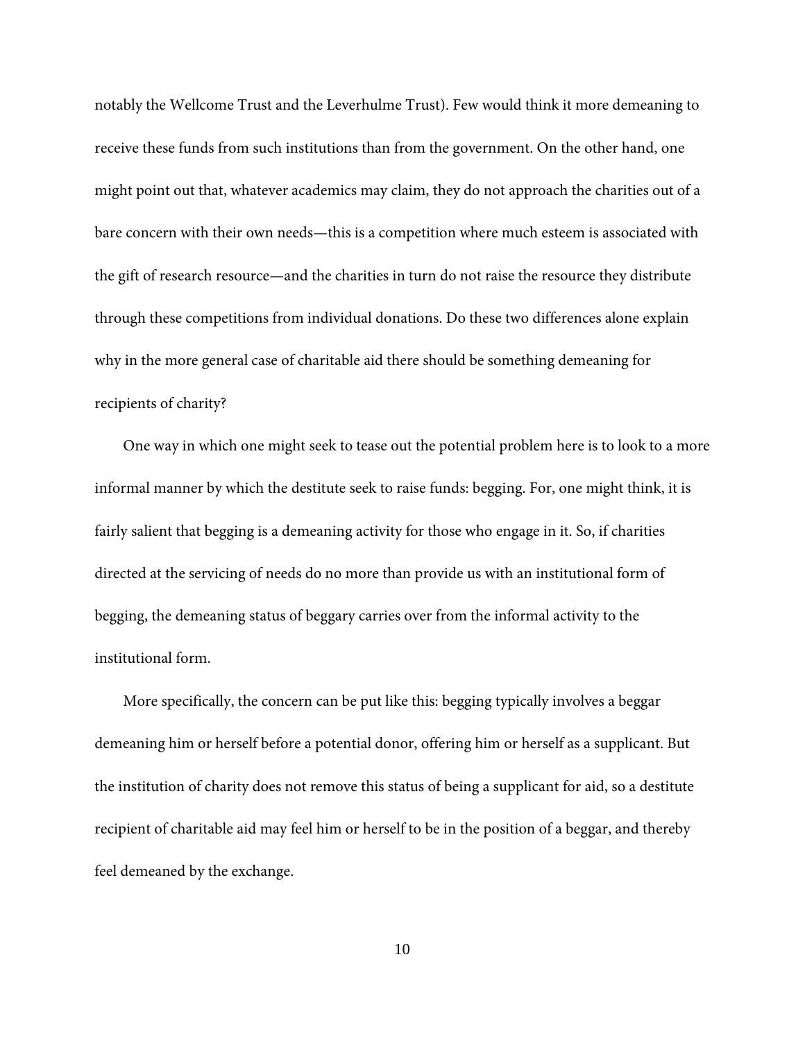notably the Wellcome Trust and the Leverhulme Trust). Few would think it more demeaning to receive these funds from such institutions than from the government. On the other hand, one might point out that, whatever academics may claim, they do not approach the charities out of a bare concern with their own needs—this is a competition where much esteem is associated with the gift of research resource—and the charities in turn do not raise the resource they distribute through these competitions from individual donations. Do these two differences alone explain why in the more general case of charitable aid there should be something demeaning for recipients of charity?

One way in which one might seek to tease out the potential problem here is to look to a more informal manner by which the destitute seek to raise funds: begging. For, one might think, it is fairly salient that begging is a demeaning activity for those who engage in it. So, if charities directed at the servicing of needs do no more than provide us with an institutional form of begging, the demeaning status of beggary carries over from the informal activity to the institutional form.

More specifically, the concern can be put like this: begging typically involves a beggar demeaning him or herself before a potential donor, offering him or herself as a supplicant. But the institution of charity does not remove this status of being a supplicant for aid, so a destitute recipient of charitable aid may feel him or herself to be in the position of a beggar, and thereby feel demeaned by the exchange.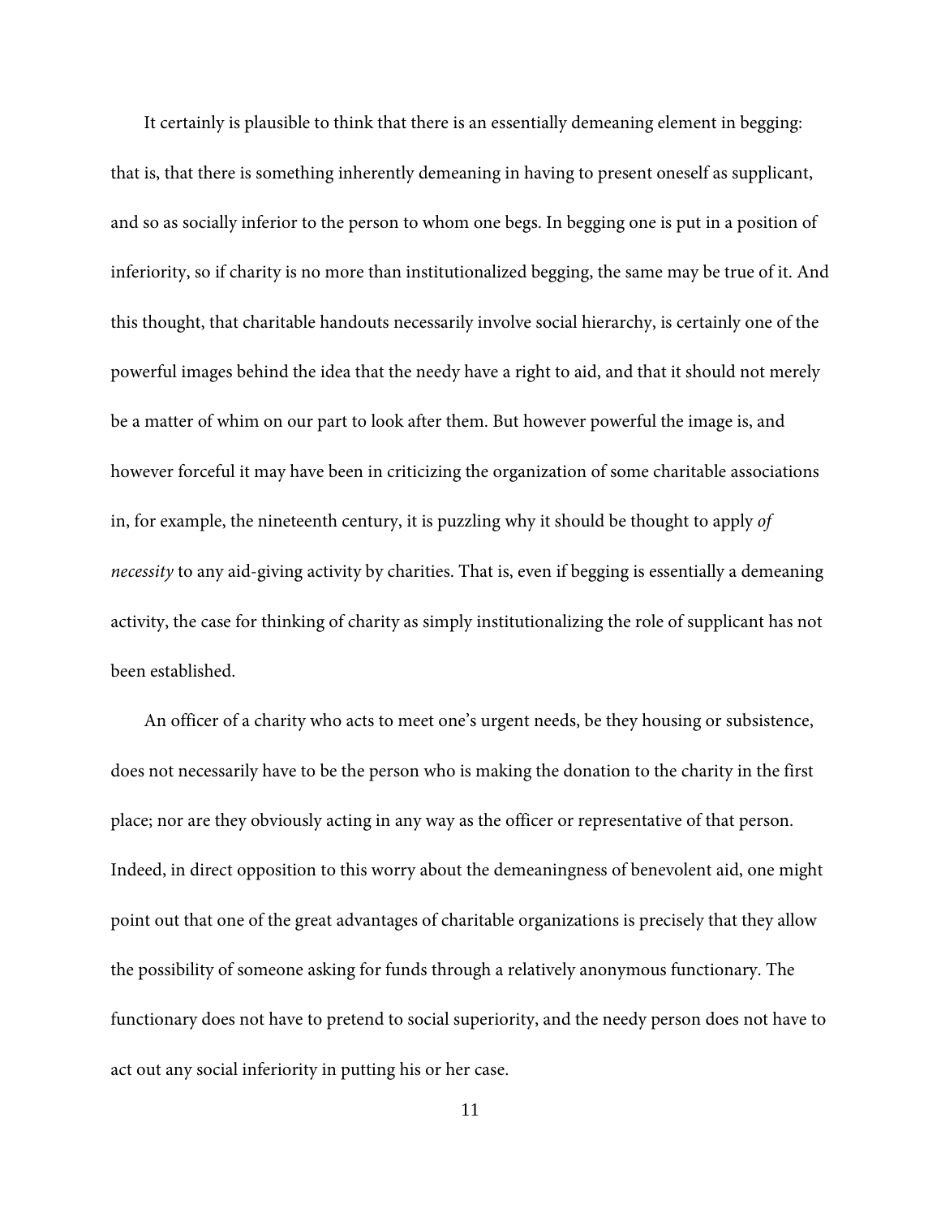It certainly is plausible to think that there is an essentially demeaning element in begging: that is, that there is something inherently demeaning in having to present oneself as supplicant, and so as socially inferior to the person to whom one begs. In begging one is put in a position of inferiority, so if charity is no more than institutionalized begging, the same may be true of it. And this thought, that charitable handouts necessarily involve social hierarchy, is certainly one of the powerful images behind the idea that the needy have a right to aid, and that it should not merely be a matter of whim on our part to look after them. But however powerful the image is, and however forceful it may have been in criticizing the organization of some charitable associations in, for example, the nineteenth century, it is puzzling why it should be thought to apply *of necessity* to any aid-giving activity by charities. That is, even if begging is essentially a demeaning activity, the case for thinking of charity as simply institutionalizing the role of supplicant has not been established.

An officer of a charity who acts to meet one's urgent needs, be they housing or subsistence, does not necessarily have to be the person who is making the donation to the charity in the first place; nor are they obviously acting in any way as the officer or representative of that person. Indeed, in direct opposition to this worry about the demeaningness of benevolent aid, one might point out that one of the great advantages of charitable organizations is precisely that they allow the possibility of someone asking for funds through a relatively anonymous functionary. The functionary does not have to pretend to social superiority, and the needy person does not have to act out any social inferiority in putting his or her case.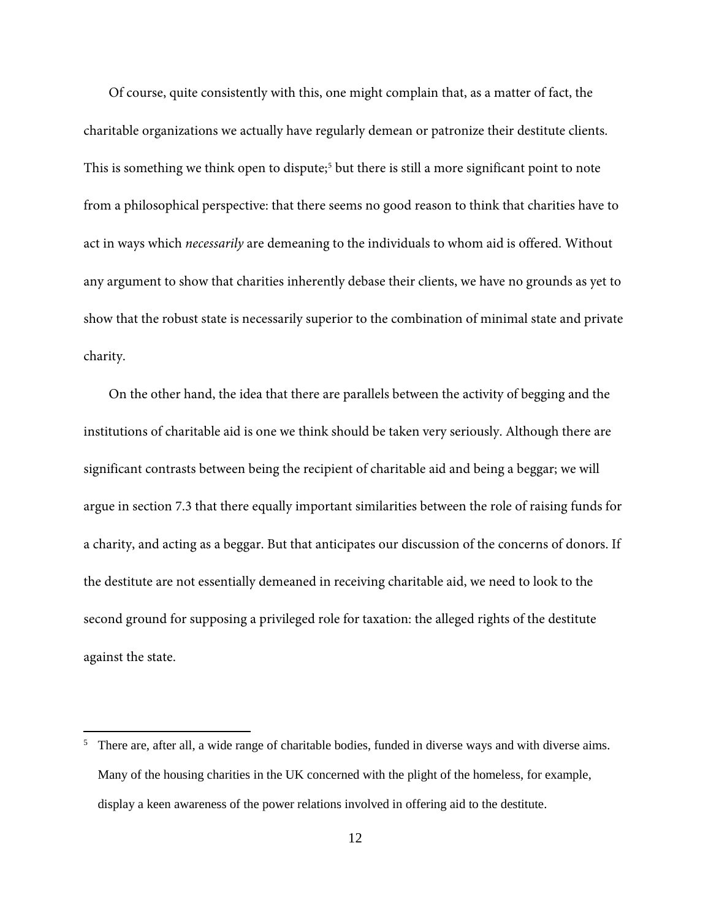Of course, quite consistently with this, one might complain that, as a matter of fact, the charitable organizations we actually have regularly demean or patronize their destitute clients. This is something we think open to dispute;[5] but there is still a more significant point to note from a philosophical perspective: that there seems no good reason to think that charities have to act in ways which *necessarily* are demeaning to the individuals to whom aid is offered. Without any argument to show that charities inherently debase their clients, we have no grounds as yet to show that the robust state is necessarily superior to the combination of minimal state and private charity.

On the other hand, the idea that there are parallels between the activity of begging and the institutions of charitable aid is one we think should be taken very seriously. Although there are significant contrasts between being the recipient of charitable aid and being a beggar; we will argue in section 7.3 that there equally important similarities between the role of raising funds for a charity, and acting as a beggar. But that anticipates our discussion of the concerns of donors. If the destitute are not essentially demeaned in receiving charitable aid, we need to look to the second ground for supposing a privileged role for taxation: the alleged rights of the destitute against the state.

---

[5] There are, after all, a wide range of charitable bodies, funded in diverse ways and with diverse aims. Many of the housing charities in the UK concerned with the plight of the homeless, for example, display a keen awareness of the power relations involved in offering aid to the destitute.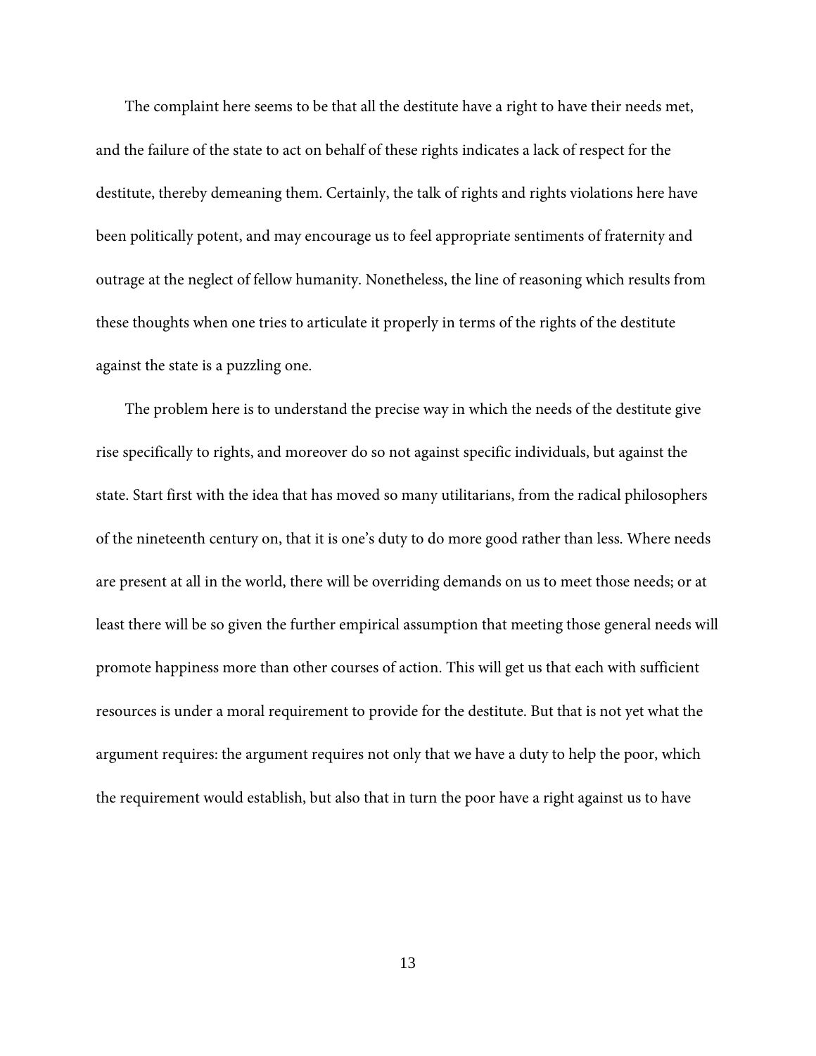The complaint here seems to be that all the destitute have a right to have their needs met, and the failure of the state to act on behalf of these rights indicates a lack of respect for the destitute, thereby demeaning them. Certainly, the talk of rights and rights violations here have been politically potent, and may encourage us to feel appropriate sentiments of fraternity and outrage at the neglect of fellow humanity. Nonetheless, the line of reasoning which results from these thoughts when one tries to articulate it properly in terms of the rights of the destitute against the state is a puzzling one.

The problem here is to understand the precise way in which the needs of the destitute give rise specifically to rights, and moreover do so not against specific individuals, but against the state. Start first with the idea that has moved so many utilitarians, from the radical philosophers of the nineteenth century on, that it is one's duty to do more good rather than less. Where needs are present at all in the world, there will be overriding demands on us to meet those needs; or at least there will be so given the further empirical assumption that meeting those general needs will promote happiness more than other courses of action. This will get us that each with sufficient resources is under a moral requirement to provide for the destitute. But that is not yet what the argument requires: the argument requires not only that we have a duty to help the poor, which the requirement would establish, but also that in turn the poor have a right against us to have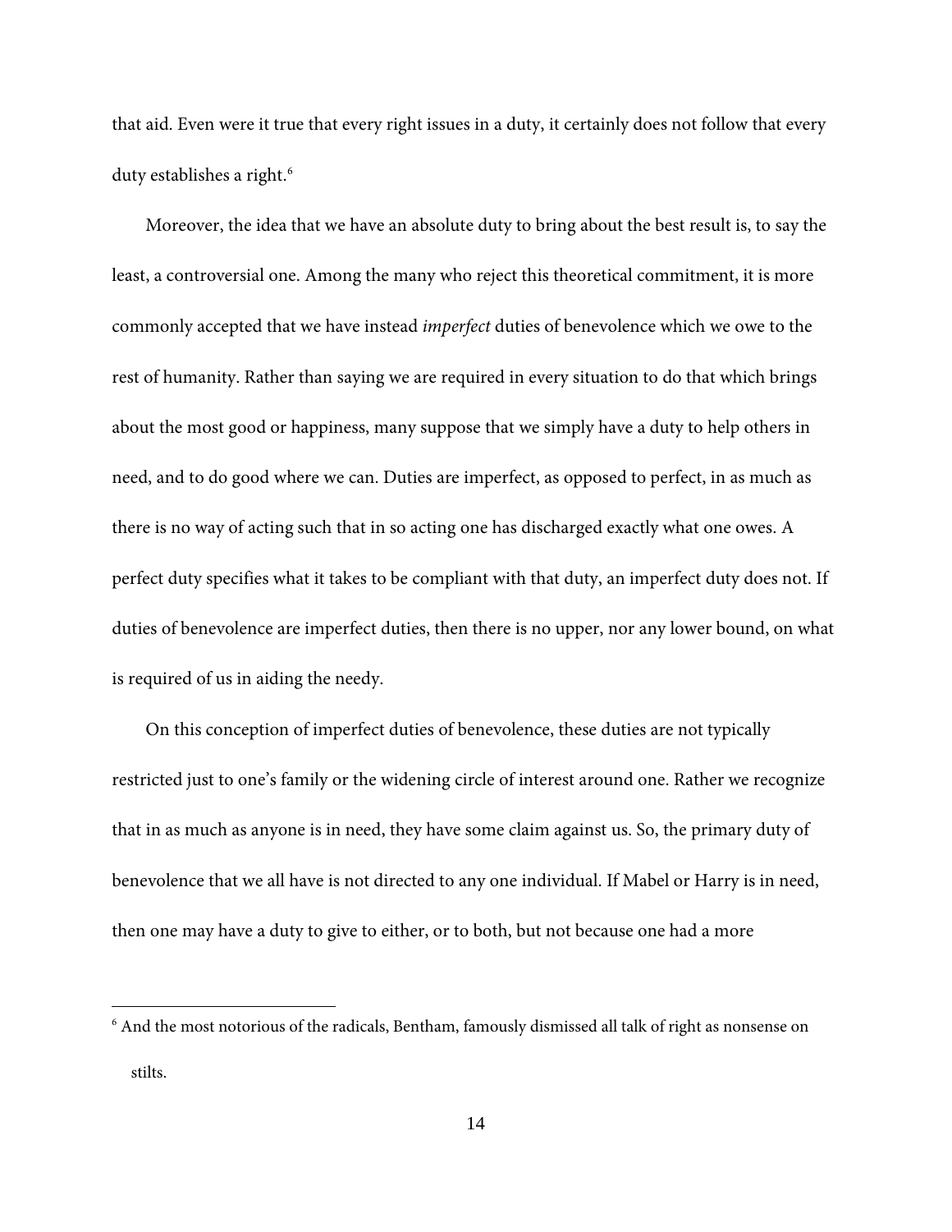that aid. Even were it true that every right issues in a duty, it certainly does not follow that every duty establishes a right.[6]

Moreover, the idea that we have an absolute duty to bring about the best result is, to say the least, a controversial one. Among the many who reject this theoretical commitment, it is more commonly accepted that we have instead *imperfect* duties of benevolence which we owe to the rest of humanity. Rather than saying we are required in every situation to do that which brings about the most good or happiness, many suppose that we simply have a duty to help others in need, and to do good where we can. Duties are imperfect, as opposed to perfect, in as much as there is no way of acting such that in so acting one has discharged exactly what one owes. A perfect duty specifies what it takes to be compliant with that duty, an imperfect duty does not. If duties of benevolence are imperfect duties, then there is no upper, nor any lower bound, on what is required of us in aiding the needy.

On this conception of imperfect duties of benevolence, these duties are not typically restricted just to one's family or the widening circle of interest around one. Rather we recognize that in as much as anyone is in need, they have some claim against us. So, the primary duty of benevolence that we all have is not directed to any one individual. If Mabel or Harry is in need, then one may have a duty to give to either, or to both, but not because one had a more

[6] And the most notorious of the radicals, Bentham, famously dismissed all talk of right as nonsense on stilts.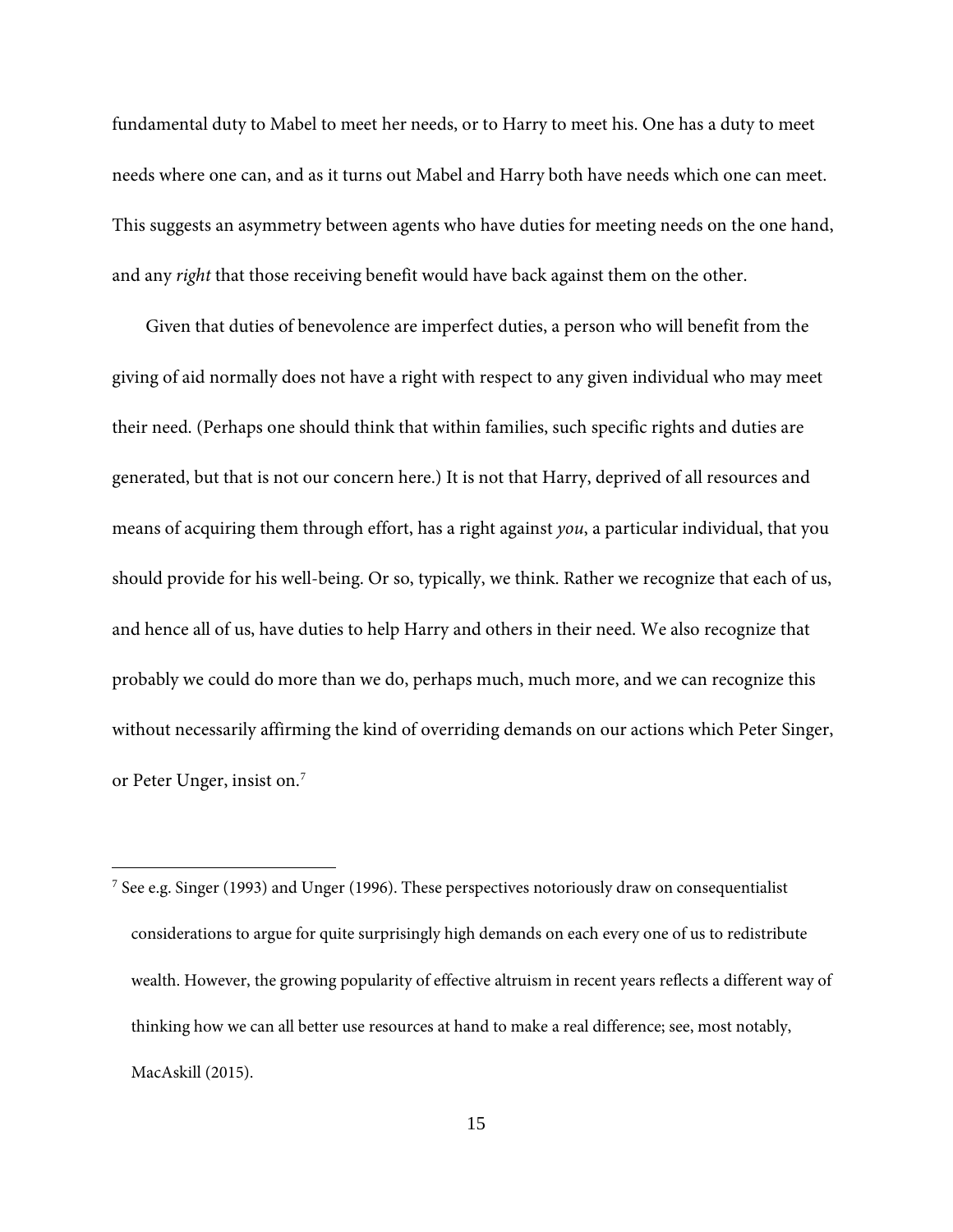fundamental duty to Mabel to meet her needs, or to Harry to meet his. One has a duty to meet needs where one can, and as it turns out Mabel and Harry both have needs which one can meet. This suggests an asymmetry between agents who have duties for meeting needs on the one hand, and any *right* that those receiving benefit would have back against them on the other.

Given that duties of benevolence are imperfect duties, a person who will benefit from the giving of aid normally does not have a right with respect to any given individual who may meet their need. (Perhaps one should think that within families, such specific rights and duties are generated, but that is not our concern here.) It is not that Harry, deprived of all resources and means of acquiring them through effort, has a right against *you*, a particular individual, that you should provide for his well-being. Or so, typically, we think. Rather we recognize that each of us, and hence all of us, have duties to help Harry and others in their need. We also recognize that probably we could do more than we do, perhaps much, much more, and we can recognize this without necessarily affirming the kind of overriding demands on our actions which Peter Singer, or Peter Unger, insist on.[7]

---

[7] See e.g. Singer (1993) and Unger (1996). These perspectives notoriously draw on consequentialist considerations to argue for quite surprisingly high demands on each every one of us to redistribute wealth. However, the growing popularity of effective altruism in recent years reflects a different way of thinking how we can all better use resources at hand to make a real difference; see, most notably, MacAskill (2015).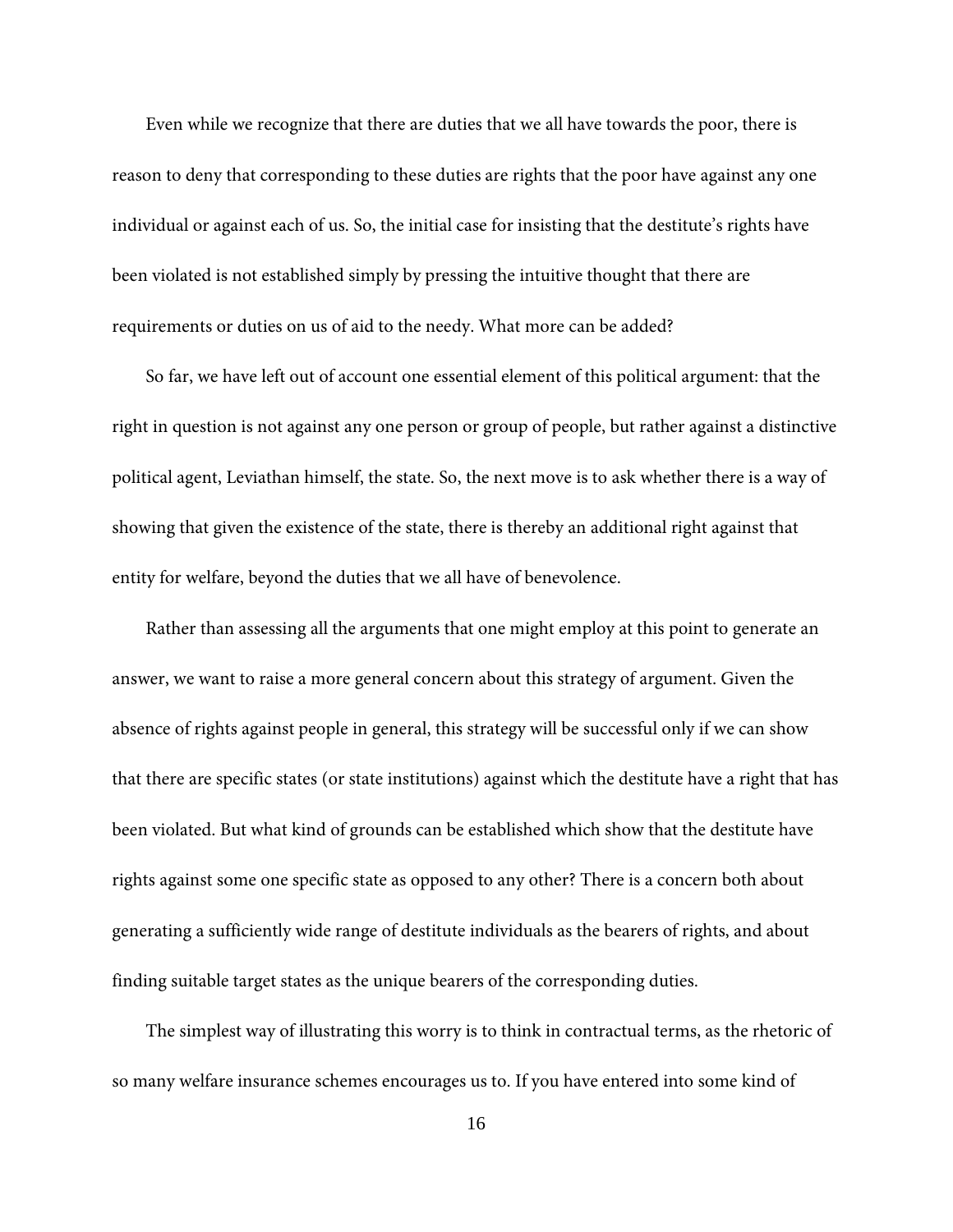Even while we recognize that there are duties that we all have towards the poor, there is reason to deny that corresponding to these duties are rights that the poor have against any one individual or against each of us. So, the initial case for insisting that the destitute's rights have been violated is not established simply by pressing the intuitive thought that there are requirements or duties on us of aid to the needy. What more can be added?

So far, we have left out of account one essential element of this political argument: that the right in question is not against any one person or group of people, but rather against a distinctive political agent, Leviathan himself, the state. So, the next move is to ask whether there is a way of showing that given the existence of the state, there is thereby an additional right against that entity for welfare, beyond the duties that we all have of benevolence.

Rather than assessing all the arguments that one might employ at this point to generate an answer, we want to raise a more general concern about this strategy of argument. Given the absence of rights against people in general, this strategy will be successful only if we can show that there are specific states (or state institutions) against which the destitute have a right that has been violated. But what kind of grounds can be established which show that the destitute have rights against some one specific state as opposed to any other? There is a concern both about generating a sufficiently wide range of destitute individuals as the bearers of rights, and about finding suitable target states as the unique bearers of the corresponding duties.

The simplest way of illustrating this worry is to think in contractual terms, as the rhetoric of so many welfare insurance schemes encourages us to. If you have entered into some kind of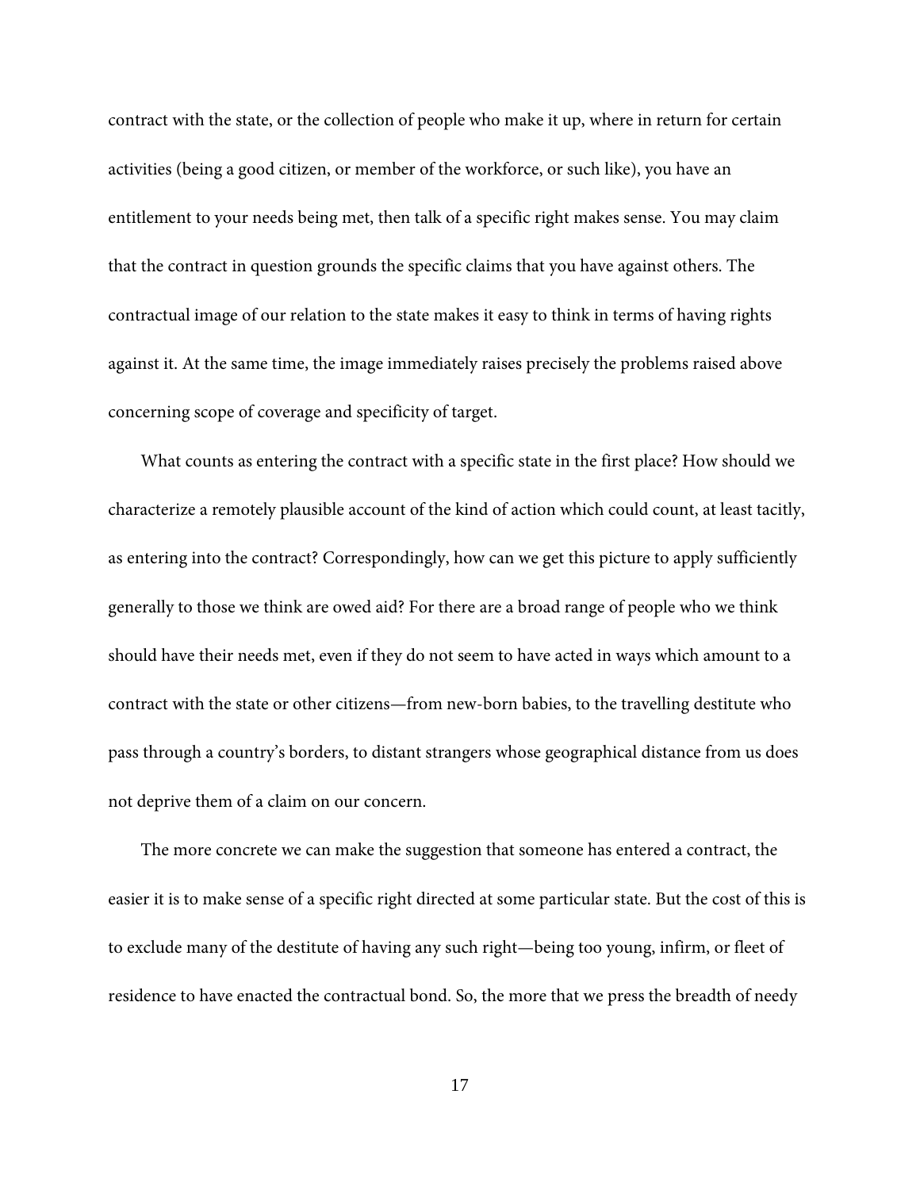contract with the state, or the collection of people who make it up, where in return for certain activities (being a good citizen, or member of the workforce, or such like), you have an entitlement to your needs being met, then talk of a specific right makes sense. You may claim that the contract in question grounds the specific claims that you have against others. The contractual image of our relation to the state makes it easy to think in terms of having rights against it. At the same time, the image immediately raises precisely the problems raised above concerning scope of coverage and specificity of target.

What counts as entering the contract with a specific state in the first place? How should we characterize a remotely plausible account of the kind of action which could count, at least tacitly, as entering into the contract? Correspondingly, how can we get this picture to apply sufficiently generally to those we think are owed aid? For there are a broad range of people who we think should have their needs met, even if they do not seem to have acted in ways which amount to a contract with the state or other citizens—from new-born babies, to the travelling destitute who pass through a country's borders, to distant strangers whose geographical distance from us does not deprive them of a claim on our concern.

The more concrete we can make the suggestion that someone has entered a contract, the easier it is to make sense of a specific right directed at some particular state. But the cost of this is to exclude many of the destitute of having any such right—being too young, infirm, or fleet of residence to have enacted the contractual bond. So, the more that we press the breadth of needy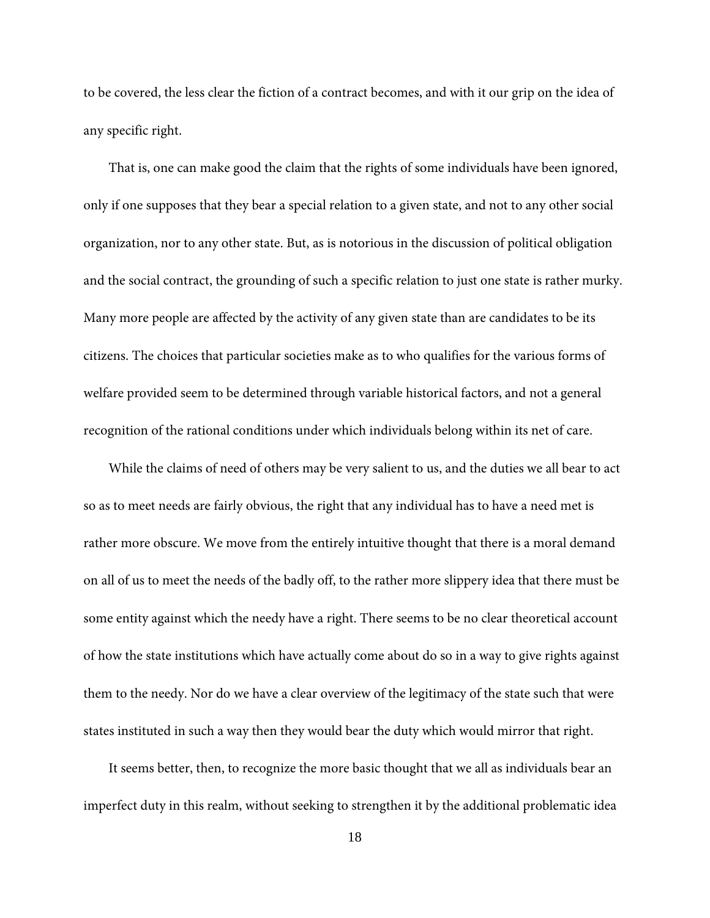to be covered, the less clear the fiction of a contract becomes, and with it our grip on the idea of any specific right.

That is, one can make good the claim that the rights of some individuals have been ignored, only if one supposes that they bear a special relation to a given state, and not to any other social organization, nor to any other state. But, as is notorious in the discussion of political obligation and the social contract, the grounding of such a specific relation to just one state is rather murky. Many more people are affected by the activity of any given state than are candidates to be its citizens. The choices that particular societies make as to who qualifies for the various forms of welfare provided seem to be determined through variable historical factors, and not a general recognition of the rational conditions under which individuals belong within its net of care.

While the claims of need of others may be very salient to us, and the duties we all bear to act so as to meet needs are fairly obvious, the right that any individual has to have a need met is rather more obscure. We move from the entirely intuitive thought that there is a moral demand on all of us to meet the needs of the badly off, to the rather more slippery idea that there must be some entity against which the needy have a right. There seems to be no clear theoretical account of how the state institutions which have actually come about do so in a way to give rights against them to the needy. Nor do we have a clear overview of the legitimacy of the state such that were states instituted in such a way then they would bear the duty which would mirror that right.

It seems better, then, to recognize the more basic thought that we all as individuals bear an imperfect duty in this realm, without seeking to strengthen it by the additional problematic idea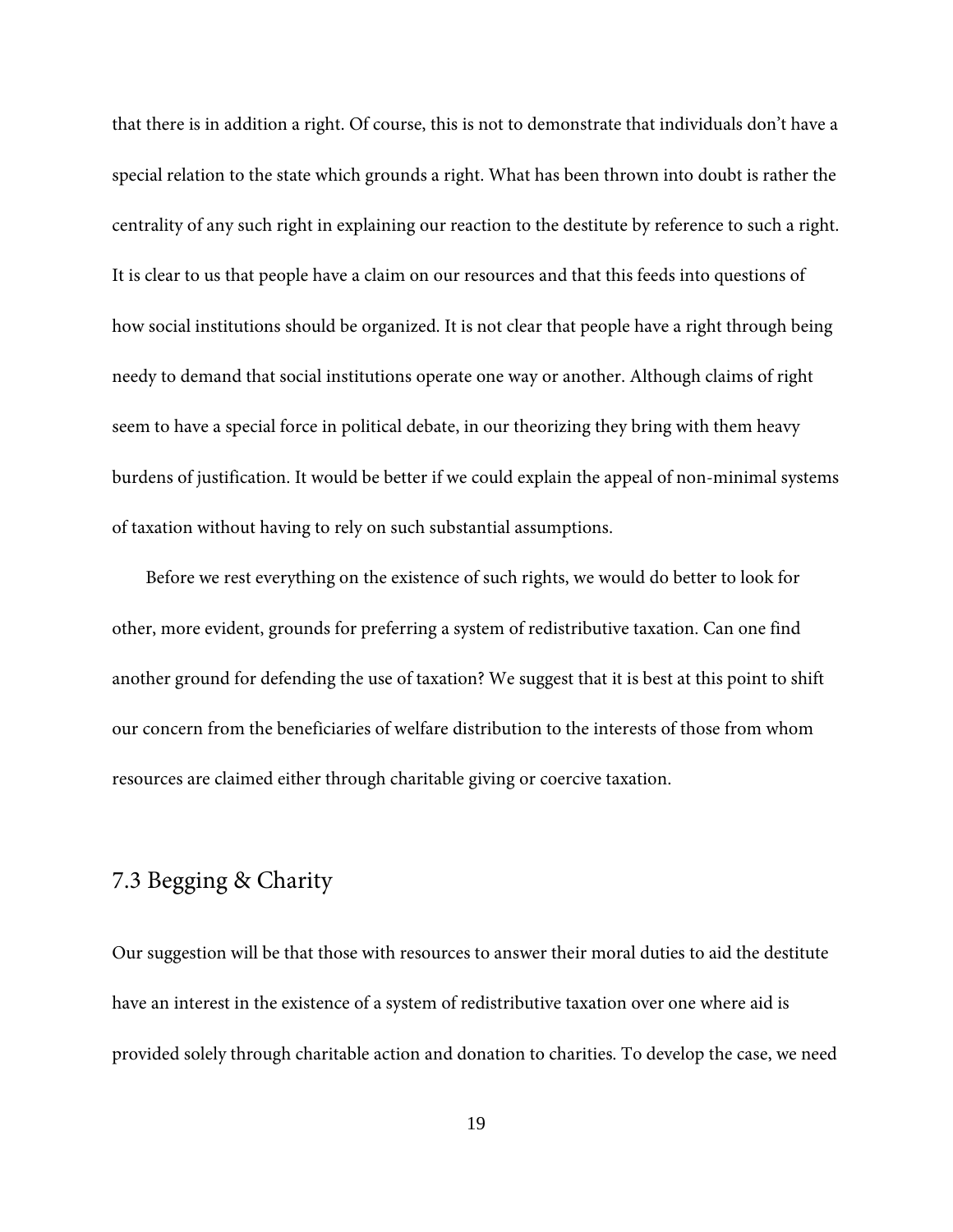that there is in addition a right. Of course, this is not to demonstrate that individuals don't have a special relation to the state which grounds a right. What has been thrown into doubt is rather the centrality of any such right in explaining our reaction to the destitute by reference to such a right. It is clear to us that people have a claim on our resources and that this feeds into questions of how social institutions should be organized. It is not clear that people have a right through being needy to demand that social institutions operate one way or another. Although claims of right seem to have a special force in political debate, in our theorizing they bring with them heavy burdens of justification. It would be better if we could explain the appeal of non-minimal systems of taxation without having to rely on such substantial assumptions.

Before we rest everything on the existence of such rights, we would do better to look for other, more evident, grounds for preferring a system of redistributive taxation. Can one find another ground for defending the use of taxation? We suggest that it is best at this point to shift our concern from the beneficiaries of welfare distribution to the interests of those from whom resources are claimed either through charitable giving or coercive taxation.

## 7.3 Begging & Charity

Our suggestion will be that those with resources to answer their moral duties to aid the destitute have an interest in the existence of a system of redistributive taxation over one where aid is provided solely through charitable action and donation to charities. To develop the case, we need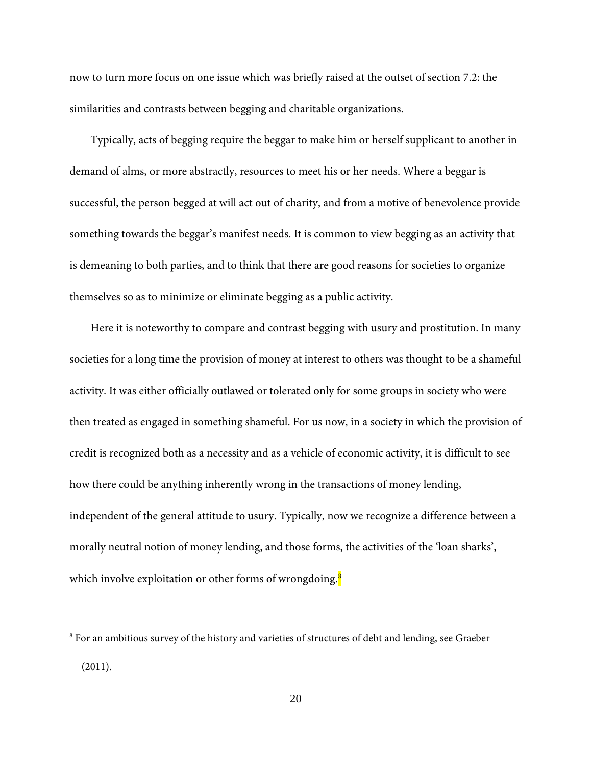now to turn more focus on one issue which was briefly raised at the outset of section 7.2: the similarities and contrasts between begging and charitable organizations.

Typically, acts of begging require the beggar to make him or herself supplicant to another in demand of alms, or more abstractly, resources to meet his or her needs. Where a beggar is successful, the person begged at will act out of charity, and from a motive of benevolence provide something towards the beggar's manifest needs. It is common to view begging as an activity that is demeaning to both parties, and to think that there are good reasons for societies to organize themselves so as to minimize or eliminate begging as a public activity.

Here it is noteworthy to compare and contrast begging with usury and prostitution. In many societies for a long time the provision of money at interest to others was thought to be a shameful activity. It was either officially outlawed or tolerated only for some groups in society who were then treated as engaged in something shameful. For us now, in a society in which the provision of credit is recognized both as a necessity and as a vehicle of economic activity, it is difficult to see how there could be anything inherently wrong in the transactions of money lending, independent of the general attitude to usury. Typically, now we recognize a difference between a morally neutral notion of money lending, and those forms, the activities of the 'loan sharks', which involve exploitation or other forms of wrongdoing.[8]

[8] For an ambitious survey of the history and varieties of structures of debt and lending, see Graeber (2011).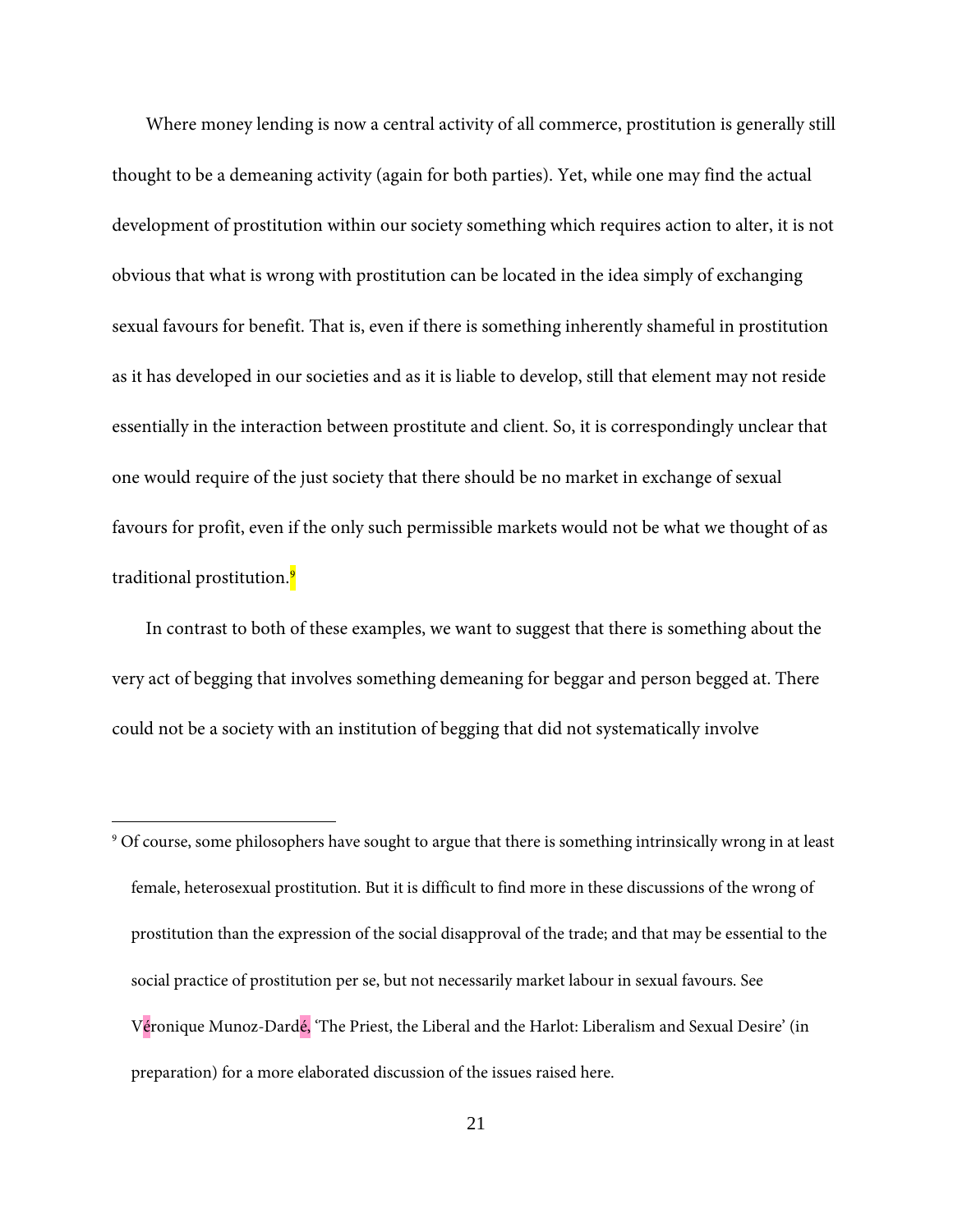Where money lending is now a central activity of all commerce, prostitution is generally still thought to be a demeaning activity (again for both parties). Yet, while one may find the actual development of prostitution within our society something which requires action to alter, it is not obvious that what is wrong with prostitution can be located in the idea simply of exchanging sexual favours for benefit. That is, even if there is something inherently shameful in prostitution as it has developed in our societies and as it is liable to develop, still that element may not reside essentially in the interaction between prostitute and client. So, it is correspondingly unclear that one would require of the just society that there should be no market in exchange of sexual favours for profit, even if the only such permissible markets would not be what we thought of as traditional prostitution.[9]

In contrast to both of these examples, we want to suggest that there is something about the very act of begging that involves something demeaning for beggar and person begged at. There could not be a society with an institution of begging that did not systematically involve

---

[9] Of course, some philosophers have sought to argue that there is something intrinsically wrong in at least female, heterosexual prostitution. But it is difficult to find more in these discussions of the wrong of prostitution than the expression of the social disapproval of the trade; and that may be essential to the social practice of prostitution per se, but not necessarily market labour in sexual favours. See Véronique Munoz-Dardé, 'The Priest, the Liberal and the Harlot: Liberalism and Sexual Desire' (in preparation) for a more elaborated discussion of the issues raised here.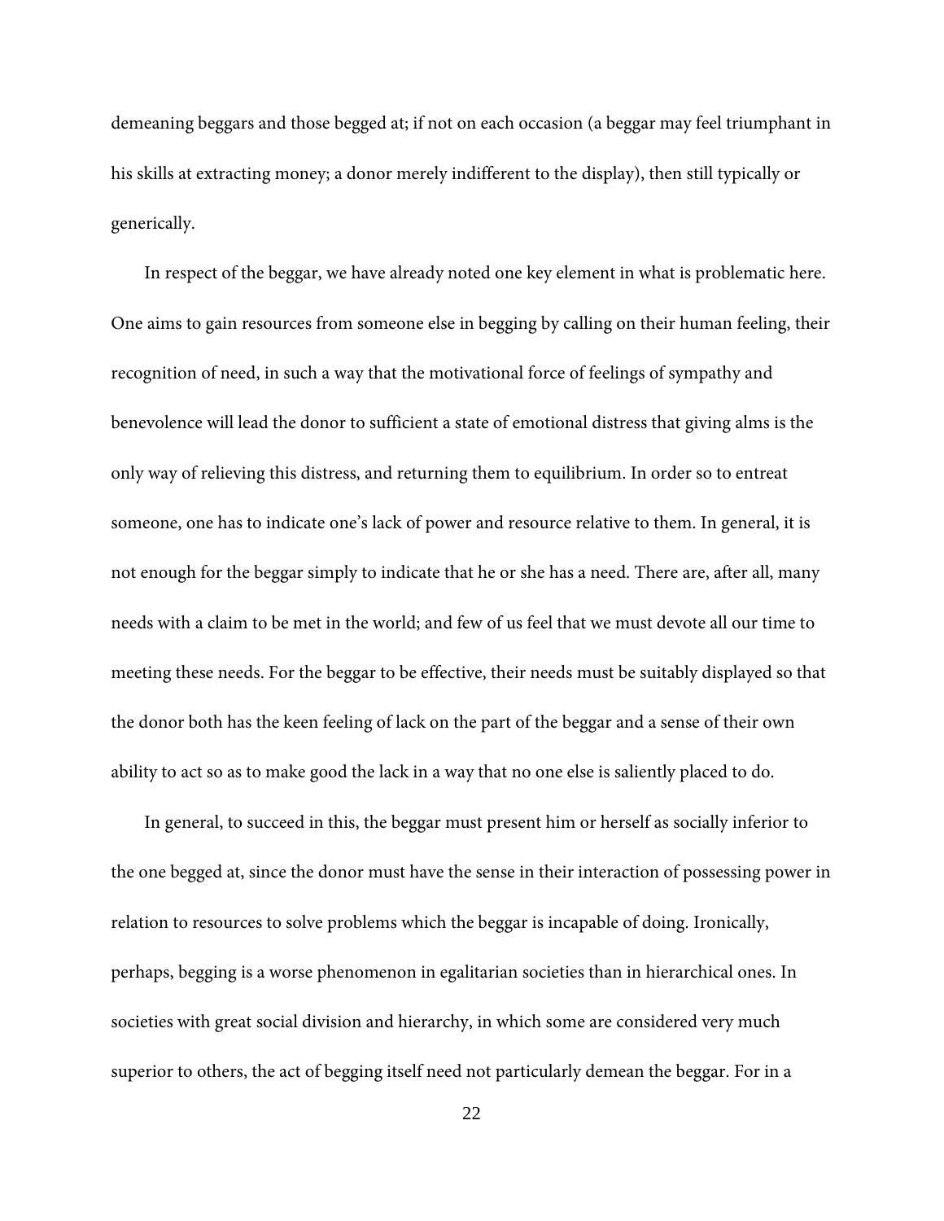demeaning beggars and those begged at; if not on each occasion (a beggar may feel triumphant in his skills at extracting money; a donor merely indifferent to the display), then still typically or generically.

In respect of the beggar, we have already noted one key element in what is problematic here. One aims to gain resources from someone else in begging by calling on their human feeling, their recognition of need, in such a way that the motivational force of feelings of sympathy and benevolence will lead the donor to sufficient a state of emotional distress that giving alms is the only way of relieving this distress, and returning them to equilibrium. In order so to entreat someone, one has to indicate one's lack of power and resource relative to them. In general, it is not enough for the beggar simply to indicate that he or she has a need. There are, after all, many needs with a claim to be met in the world; and few of us feel that we must devote all our time to meeting these needs. For the beggar to be effective, their needs must be suitably displayed so that the donor both has the keen feeling of lack on the part of the beggar and a sense of their own ability to act so as to make good the lack in a way that no one else is saliently placed to do.

In general, to succeed in this, the beggar must present him or herself as socially inferior to the one begged at, since the donor must have the sense in their interaction of possessing power in relation to resources to solve problems which the beggar is incapable of doing. Ironically, perhaps, begging is a worse phenomenon in egalitarian societies than in hierarchical ones. In societies with great social division and hierarchy, in which some are considered very much superior to others, the act of begging itself need not particularly demean the beggar. For in a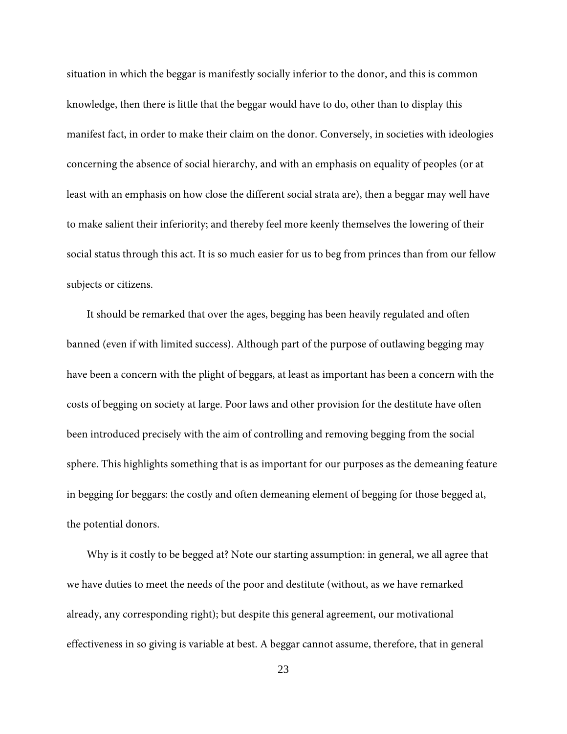situation in which the beggar is manifestly socially inferior to the donor, and this is common knowledge, then there is little that the beggar would have to do, other than to display this manifest fact, in order to make their claim on the donor. Conversely, in societies with ideologies concerning the absence of social hierarchy, and with an emphasis on equality of peoples (or at least with an emphasis on how close the different social strata are), then a beggar may well have to make salient their inferiority; and thereby feel more keenly themselves the lowering of their social status through this act. It is so much easier for us to beg from princes than from our fellow subjects or citizens.

It should be remarked that over the ages, begging has been heavily regulated and often banned (even if with limited success). Although part of the purpose of outlawing begging may have been a concern with the plight of beggars, at least as important has been a concern with the costs of begging on society at large. Poor laws and other provision for the destitute have often been introduced precisely with the aim of controlling and removing begging from the social sphere. This highlights something that is as important for our purposes as the demeaning feature in begging for beggars: the costly and often demeaning element of begging for those begged at, the potential donors.

Why is it costly to be begged at? Note our starting assumption: in general, we all agree that we have duties to meet the needs of the poor and destitute (without, as we have remarked already, any corresponding right); but despite this general agreement, our motivational effectiveness in so giving is variable at best. A beggar cannot assume, therefore, that in general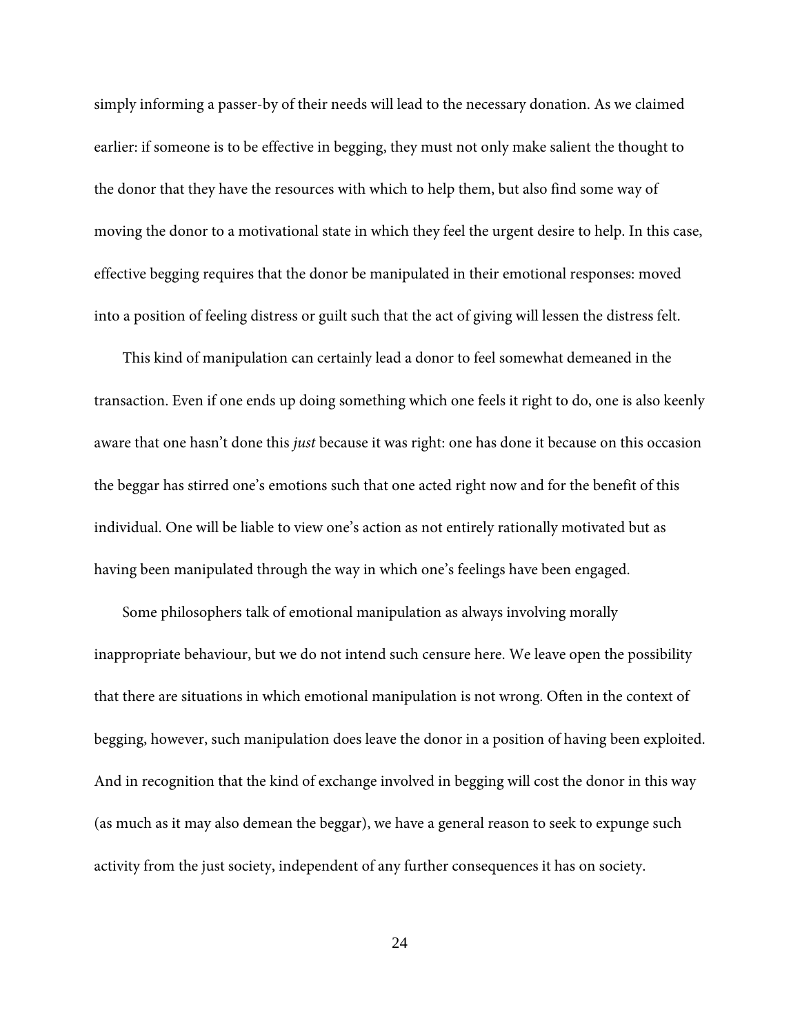simply informing a passer-by of their needs will lead to the necessary donation. As we claimed earlier: if someone is to be effective in begging, they must not only make salient the thought to the donor that they have the resources with which to help them, but also find some way of moving the donor to a motivational state in which they feel the urgent desire to help. In this case, effective begging requires that the donor be manipulated in their emotional responses: moved into a position of feeling distress or guilt such that the act of giving will lessen the distress felt.

This kind of manipulation can certainly lead a donor to feel somewhat demeaned in the transaction. Even if one ends up doing something which one feels it right to do, one is also keenly aware that one hasn't done this *just* because it was right: one has done it because on this occasion the beggar has stirred one's emotions such that one acted right now and for the benefit of this individual. One will be liable to view one's action as not entirely rationally motivated but as having been manipulated through the way in which one's feelings have been engaged.

Some philosophers talk of emotional manipulation as always involving morally inappropriate behaviour, but we do not intend such censure here. We leave open the possibility that there are situations in which emotional manipulation is not wrong. Often in the context of begging, however, such manipulation does leave the donor in a position of having been exploited. And in recognition that the kind of exchange involved in begging will cost the donor in this way (as much as it may also demean the beggar), we have a general reason to seek to expunge such activity from the just society, independent of any further consequences it has on society.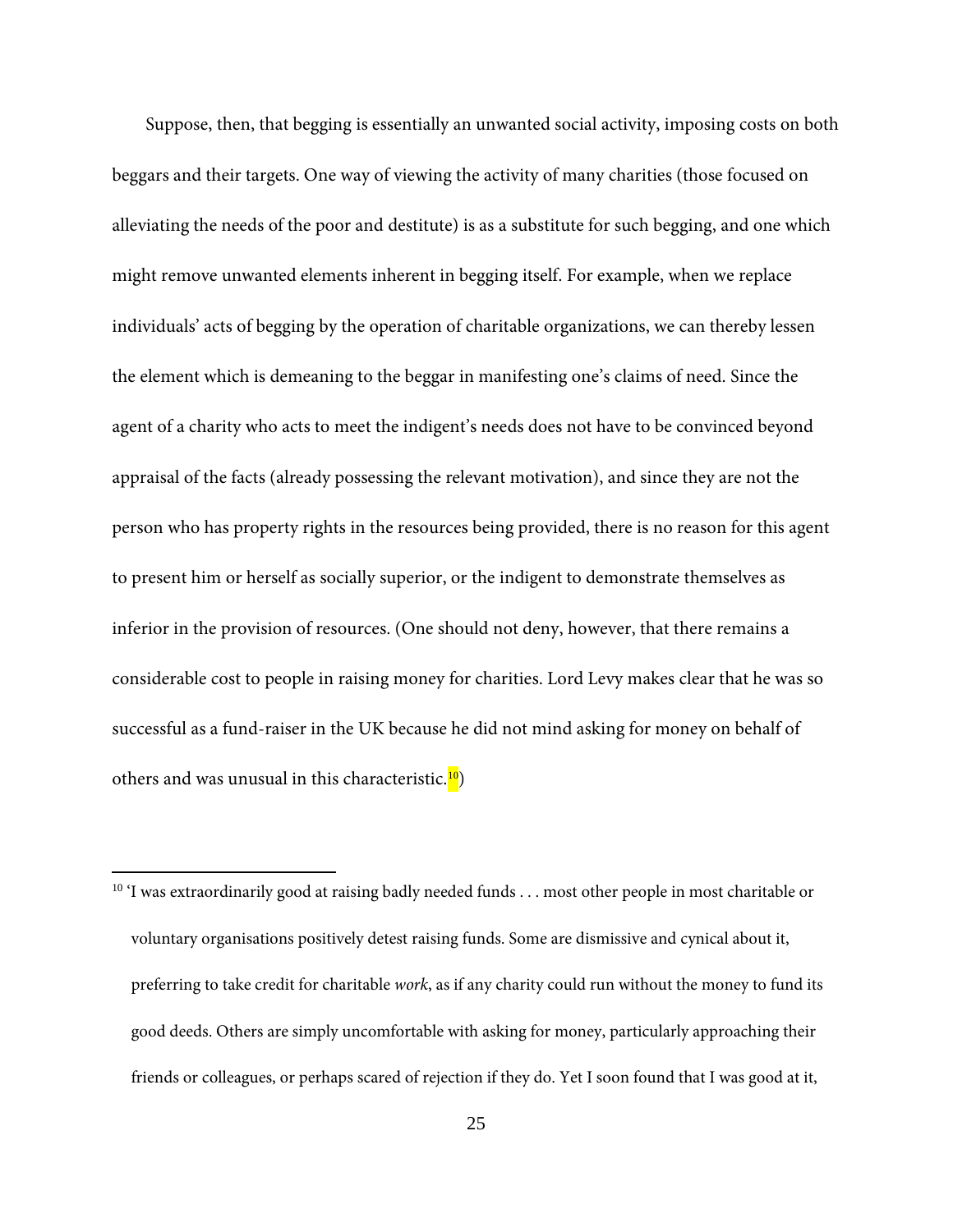Suppose, then, that begging is essentially an unwanted social activity, imposing costs on both beggars and their targets. One way of viewing the activity of many charities (those focused on alleviating the needs of the poor and destitute) is as a substitute for such begging, and one which might remove unwanted elements inherent in begging itself. For example, when we replace individuals' acts of begging by the operation of charitable organizations, we can thereby lessen the element which is demeaning to the beggar in manifesting one's claims of need. Since the agent of a charity who acts to meet the indigent's needs does not have to be convinced beyond appraisal of the facts (already possessing the relevant motivation), and since they are not the person who has property rights in the resources being provided, there is no reason for this agent to present him or herself as socially superior, or the indigent to demonstrate themselves as inferior in the provision of resources. (One should not deny, however, that there remains a considerable cost to people in raising money for charities. Lord Levy makes clear that he was so successful as a fund-raiser in the UK because he did not mind asking for money on behalf of others and was unusual in this characteristic.[10])

[10] 'I was extraordinarily good at raising badly needed funds . . . most other people in most charitable or voluntary organisations positively detest raising funds. Some are dismissive and cynical about it, preferring to take credit for charitable *work*, as if any charity could run without the money to fund its good deeds. Others are simply uncomfortable with asking for money, particularly approaching their friends or colleagues, or perhaps scared of rejection if they do. Yet I soon found that I was good at it,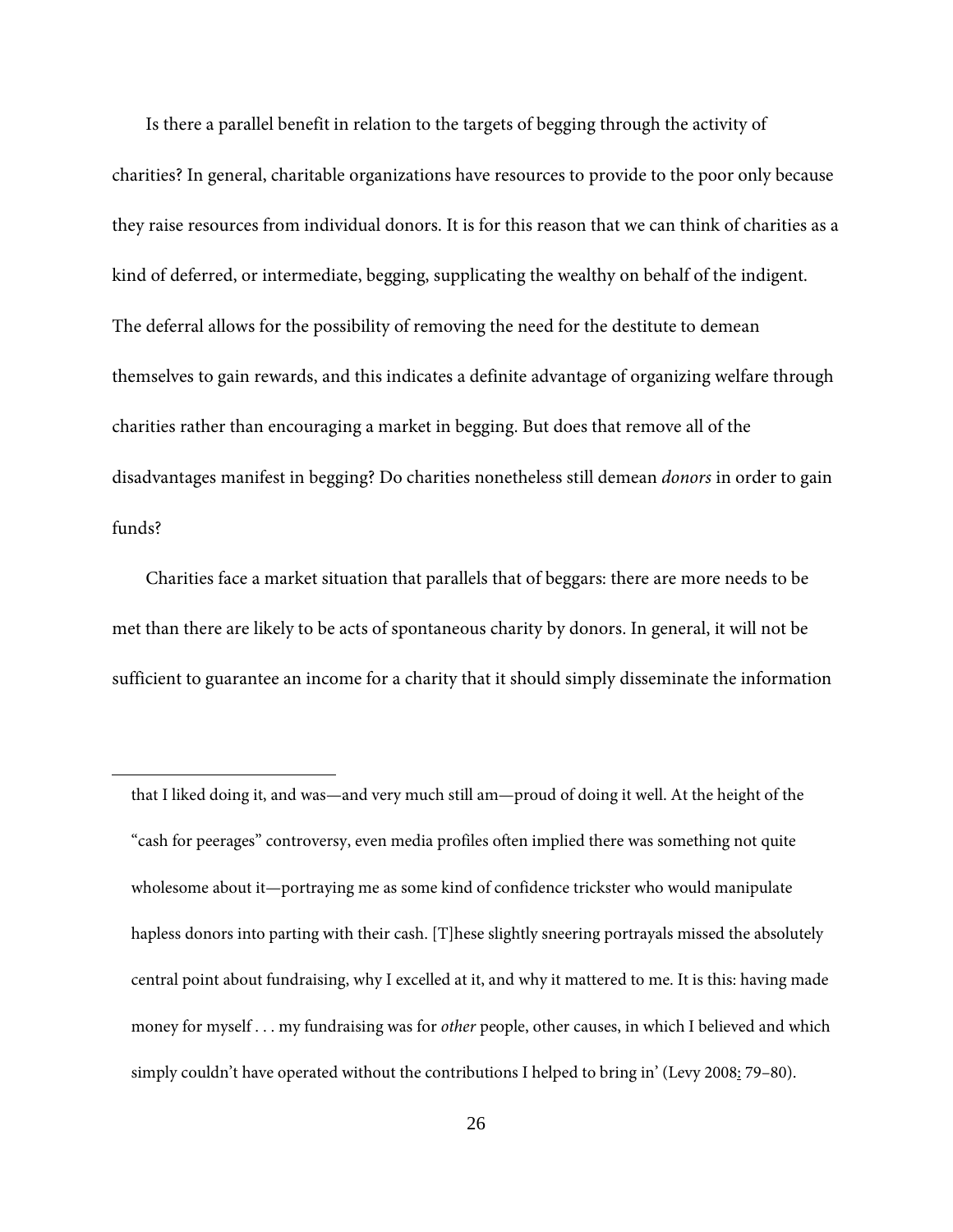Is there a parallel benefit in relation to the targets of begging through the activity of charities? In general, charitable organizations have resources to provide to the poor only because they raise resources from individual donors. It is for this reason that we can think of charities as a kind of deferred, or intermediate, begging, supplicating the wealthy on behalf of the indigent. The deferral allows for the possibility of removing the need for the destitute to demean themselves to gain rewards, and this indicates a definite advantage of organizing welfare through charities rather than encouraging a market in begging. But does that remove all of the disadvantages manifest in begging? Do charities nonetheless still demean *donors* in order to gain funds?

Charities face a market situation that parallels that of beggars: there are more needs to be met than there are likely to be acts of spontaneous charity by donors. In general, it will not be sufficient to guarantee an income for a charity that it should simply disseminate the information

---

that I liked doing it, and was—and very much still am—proud of doing it well. At the height of the "cash for peerages" controversy, even media profiles often implied there was something not quite wholesome about it—portraying me as some kind of confidence trickster who would manipulate hapless donors into parting with their cash. [T]hese slightly sneering portrayals missed the absolutely central point about fundraising, why I excelled at it, and why it mattered to me. It is this: having made money for myself . . . my fundraising was for *other* people, other causes, in which I believed and which simply couldn't have operated without the contributions I helped to bring in' (Levy 2008: 79–80).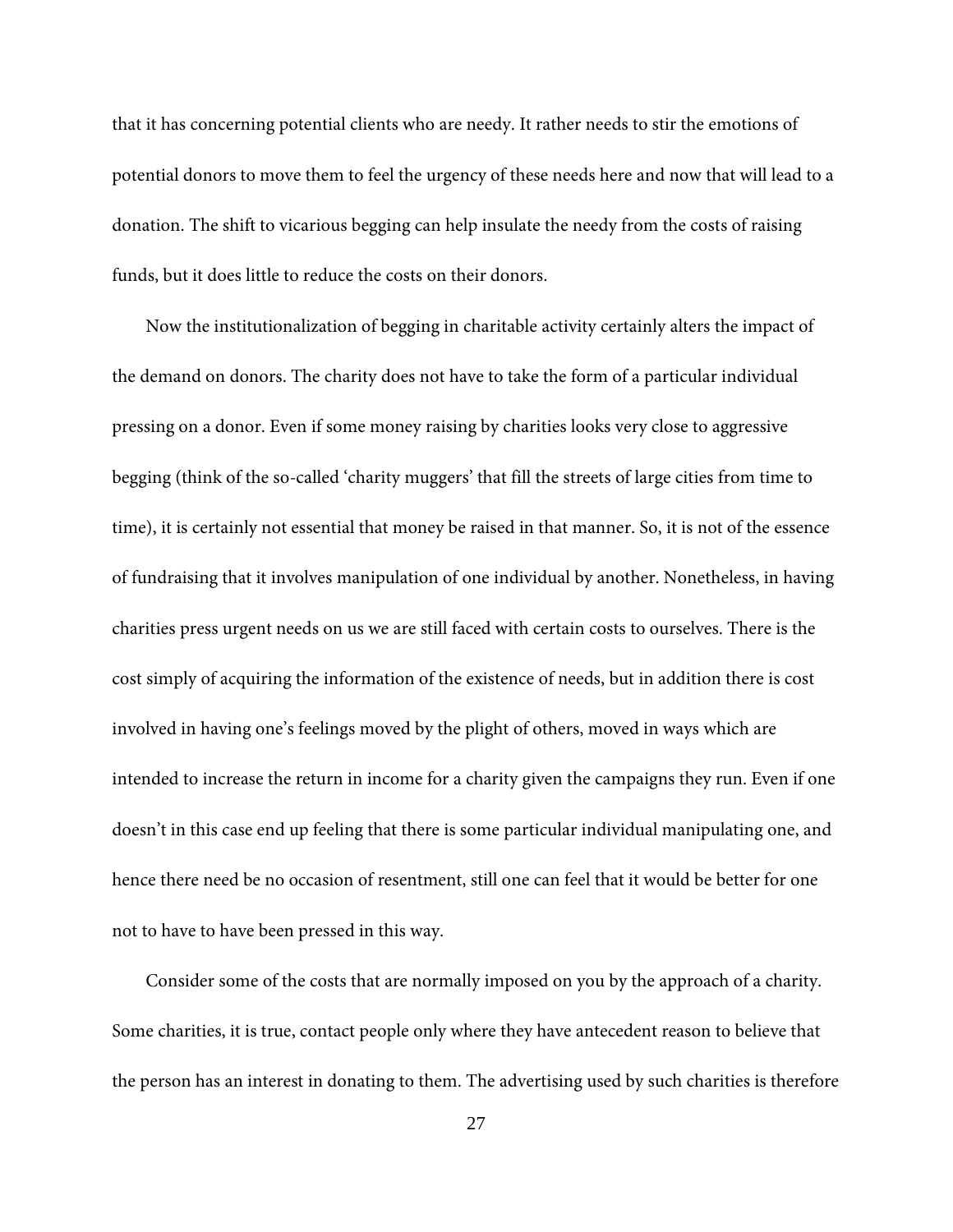that it has concerning potential clients who are needy. It rather needs to stir the emotions of potential donors to move them to feel the urgency of these needs here and now that will lead to a donation. The shift to vicarious begging can help insulate the needy from the costs of raising funds, but it does little to reduce the costs on their donors.

Now the institutionalization of begging in charitable activity certainly alters the impact of the demand on donors. The charity does not have to take the form of a particular individual pressing on a donor. Even if some money raising by charities looks very close to aggressive begging (think of the so-called 'charity muggers' that fill the streets of large cities from time to time), it is certainly not essential that money be raised in that manner. So, it is not of the essence of fundraising that it involves manipulation of one individual by another. Nonetheless, in having charities press urgent needs on us we are still faced with certain costs to ourselves. There is the cost simply of acquiring the information of the existence of needs, but in addition there is cost involved in having one's feelings moved by the plight of others, moved in ways which are intended to increase the return in income for a charity given the campaigns they run. Even if one doesn't in this case end up feeling that there is some particular individual manipulating one, and hence there need be no occasion of resentment, still one can feel that it would be better for one not to have to have been pressed in this way.

Consider some of the costs that are normally imposed on you by the approach of a charity. Some charities, it is true, contact people only where they have antecedent reason to believe that the person has an interest in donating to them. The advertising used by such charities is therefore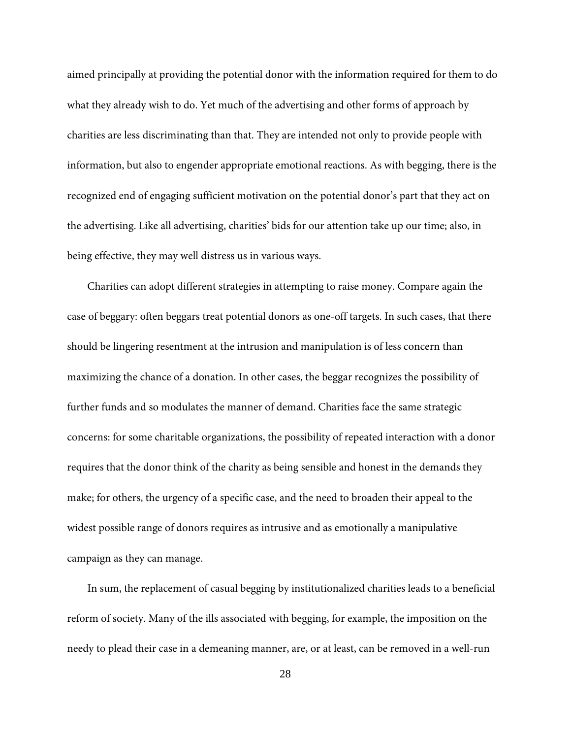aimed principally at providing the potential donor with the information required for them to do what they already wish to do. Yet much of the advertising and other forms of approach by charities are less discriminating than that. They are intended not only to provide people with information, but also to engender appropriate emotional reactions. As with begging, there is the recognized end of engaging sufficient motivation on the potential donor's part that they act on the advertising. Like all advertising, charities' bids for our attention take up our time; also, in being effective, they may well distress us in various ways.

Charities can adopt different strategies in attempting to raise money. Compare again the case of beggary: often beggars treat potential donors as one-off targets. In such cases, that there should be lingering resentment at the intrusion and manipulation is of less concern than maximizing the chance of a donation. In other cases, the beggar recognizes the possibility of further funds and so modulates the manner of demand. Charities face the same strategic concerns: for some charitable organizations, the possibility of repeated interaction with a donor requires that the donor think of the charity as being sensible and honest in the demands they make; for others, the urgency of a specific case, and the need to broaden their appeal to the widest possible range of donors requires as intrusive and as emotionally a manipulative campaign as they can manage.

In sum, the replacement of casual begging by institutionalized charities leads to a beneficial reform of society. Many of the ills associated with begging, for example, the imposition on the needy to plead their case in a demeaning manner, are, or at least, can be removed in a well-run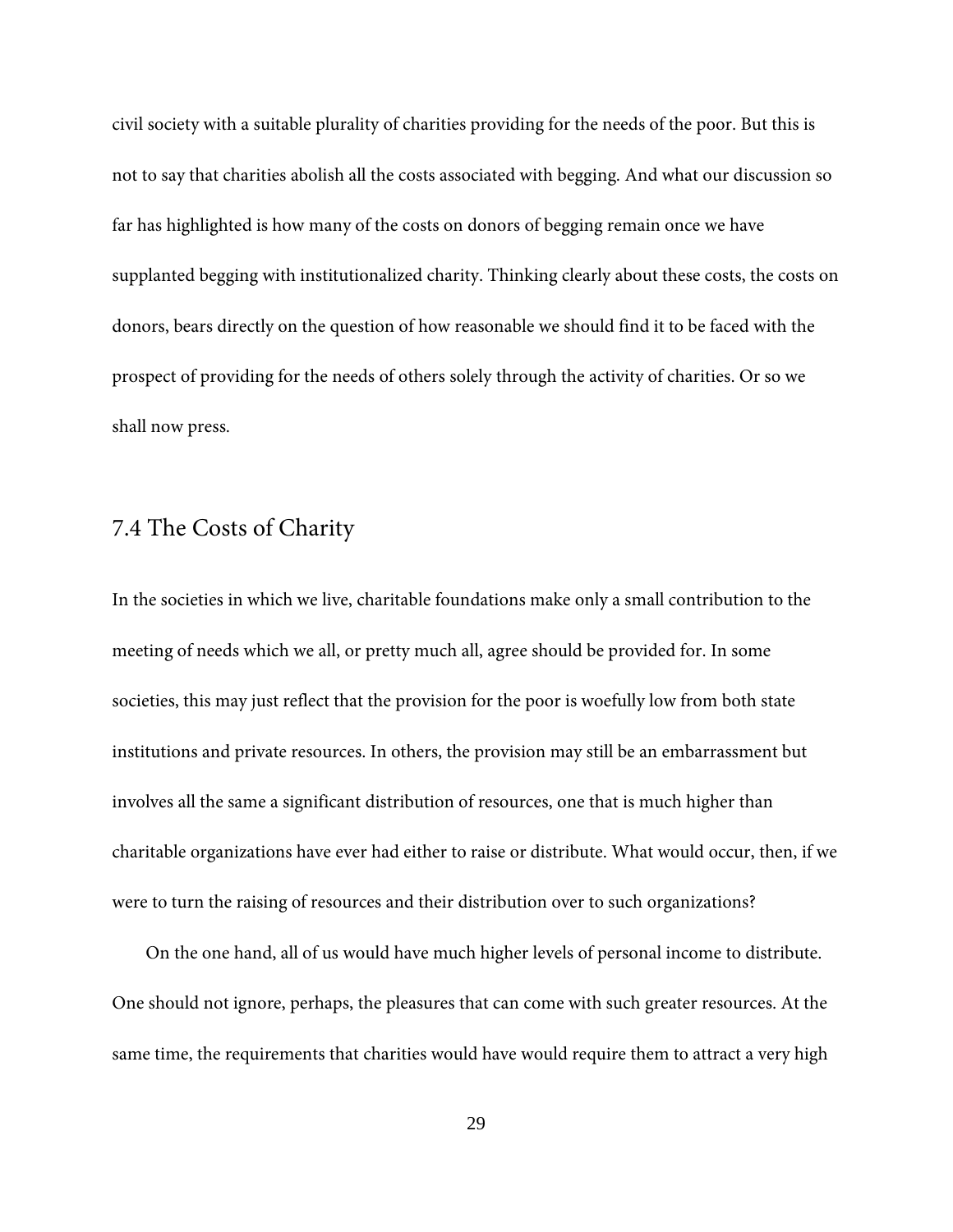civil society with a suitable plurality of charities providing for the needs of the poor. But this is not to say that charities abolish all the costs associated with begging. And what our discussion so far has highlighted is how many of the costs on donors of begging remain once we have supplanted begging with institutionalized charity. Thinking clearly about these costs, the costs on donors, bears directly on the question of how reasonable we should find it to be faced with the prospect of providing for the needs of others solely through the activity of charities. Or so we shall now press.

## 7.4 The Costs of Charity

In the societies in which we live, charitable foundations make only a small contribution to the meeting of needs which we all, or pretty much all, agree should be provided for. In some societies, this may just reflect that the provision for the poor is woefully low from both state institutions and private resources. In others, the provision may still be an embarrassment but involves all the same a significant distribution of resources, one that is much higher than charitable organizations have ever had either to raise or distribute. What would occur, then, if we were to turn the raising of resources and their distribution over to such organizations?

On the one hand, all of us would have much higher levels of personal income to distribute. One should not ignore, perhaps, the pleasures that can come with such greater resources. At the same time, the requirements that charities would have would require them to attract a very high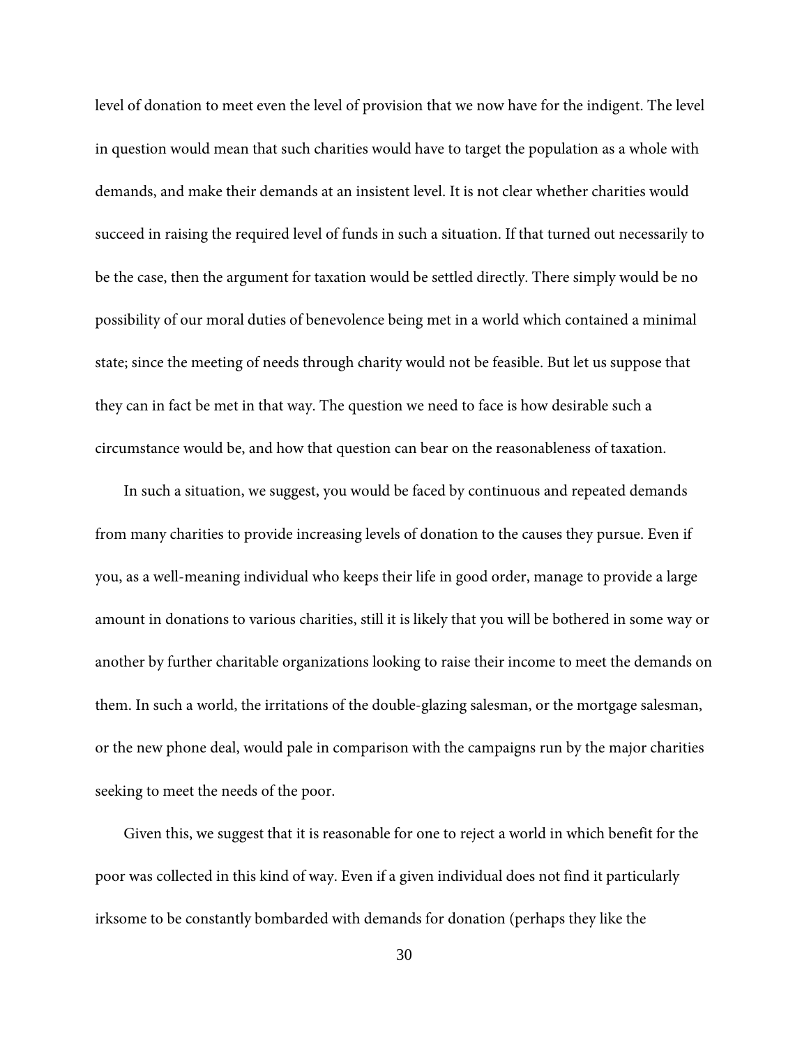level of donation to meet even the level of provision that we now have for the indigent. The level in question would mean that such charities would have to target the population as a whole with demands, and make their demands at an insistent level. It is not clear whether charities would succeed in raising the required level of funds in such a situation. If that turned out necessarily to be the case, then the argument for taxation would be settled directly. There simply would be no possibility of our moral duties of benevolence being met in a world which contained a minimal state; since the meeting of needs through charity would not be feasible. But let us suppose that they can in fact be met in that way. The question we need to face is how desirable such a circumstance would be, and how that question can bear on the reasonableness of taxation.

In such a situation, we suggest, you would be faced by continuous and repeated demands from many charities to provide increasing levels of donation to the causes they pursue. Even if you, as a well-meaning individual who keeps their life in good order, manage to provide a large amount in donations to various charities, still it is likely that you will be bothered in some way or another by further charitable organizations looking to raise their income to meet the demands on them. In such a world, the irritations of the double-glazing salesman, or the mortgage salesman, or the new phone deal, would pale in comparison with the campaigns run by the major charities seeking to meet the needs of the poor.

Given this, we suggest that it is reasonable for one to reject a world in which benefit for the poor was collected in this kind of way. Even if a given individual does not find it particularly irksome to be constantly bombarded with demands for donation (perhaps they like the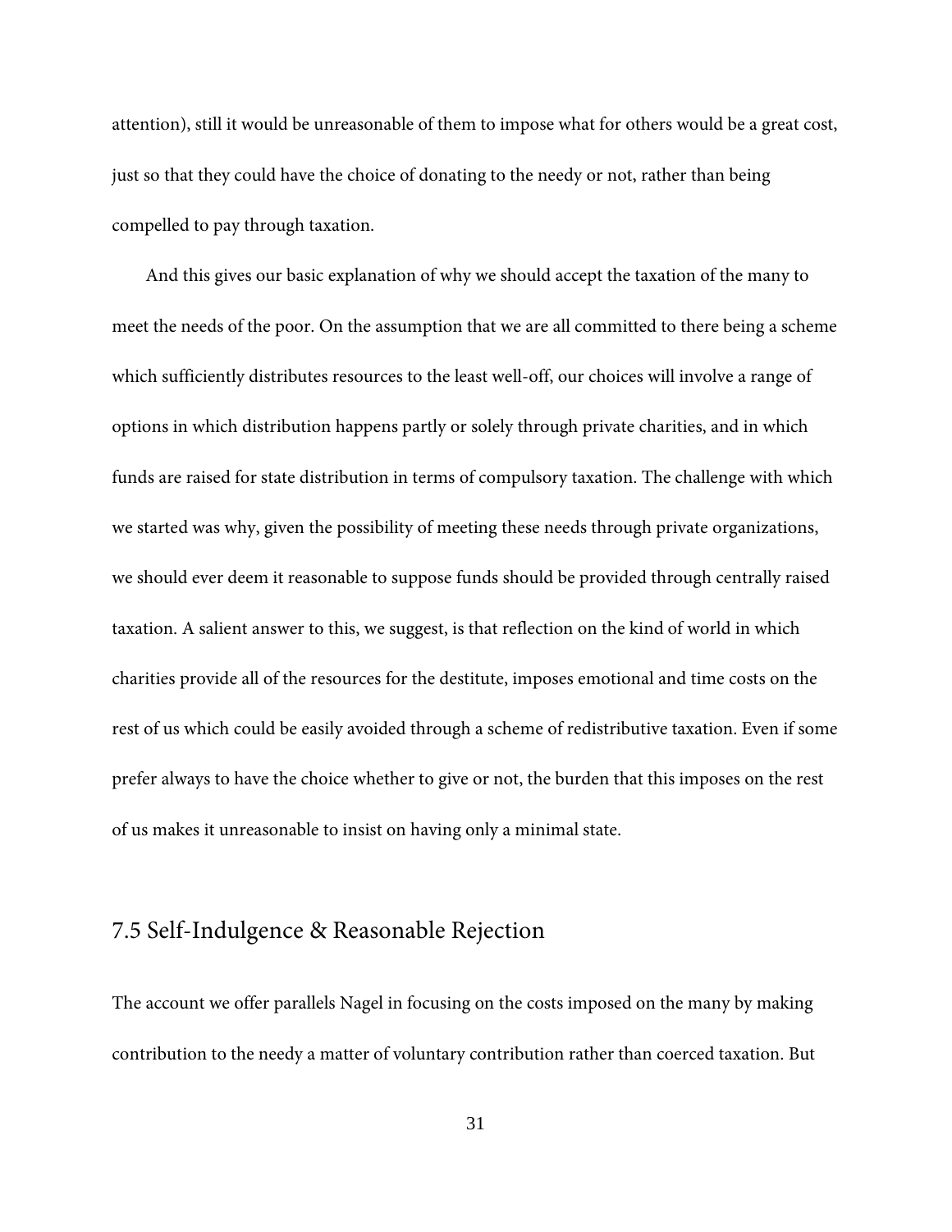attention), still it would be unreasonable of them to impose what for others would be a great cost, just so that they could have the choice of donating to the needy or not, rather than being compelled to pay through taxation.

And this gives our basic explanation of why we should accept the taxation of the many to meet the needs of the poor. On the assumption that we are all committed to there being a scheme which sufficiently distributes resources to the least well-off, our choices will involve a range of options in which distribution happens partly or solely through private charities, and in which funds are raised for state distribution in terms of compulsory taxation. The challenge with which we started was why, given the possibility of meeting these needs through private organizations, we should ever deem it reasonable to suppose funds should be provided through centrally raised taxation. A salient answer to this, we suggest, is that reflection on the kind of world in which charities provide all of the resources for the destitute, imposes emotional and time costs on the rest of us which could be easily avoided through a scheme of redistributive taxation. Even if some prefer always to have the choice whether to give or not, the burden that this imposes on the rest of us makes it unreasonable to insist on having only a minimal state.

## 7.5 Self-Indulgence & Reasonable Rejection

The account we offer parallels Nagel in focusing on the costs imposed on the many by making contribution to the needy a matter of voluntary contribution rather than coerced taxation. But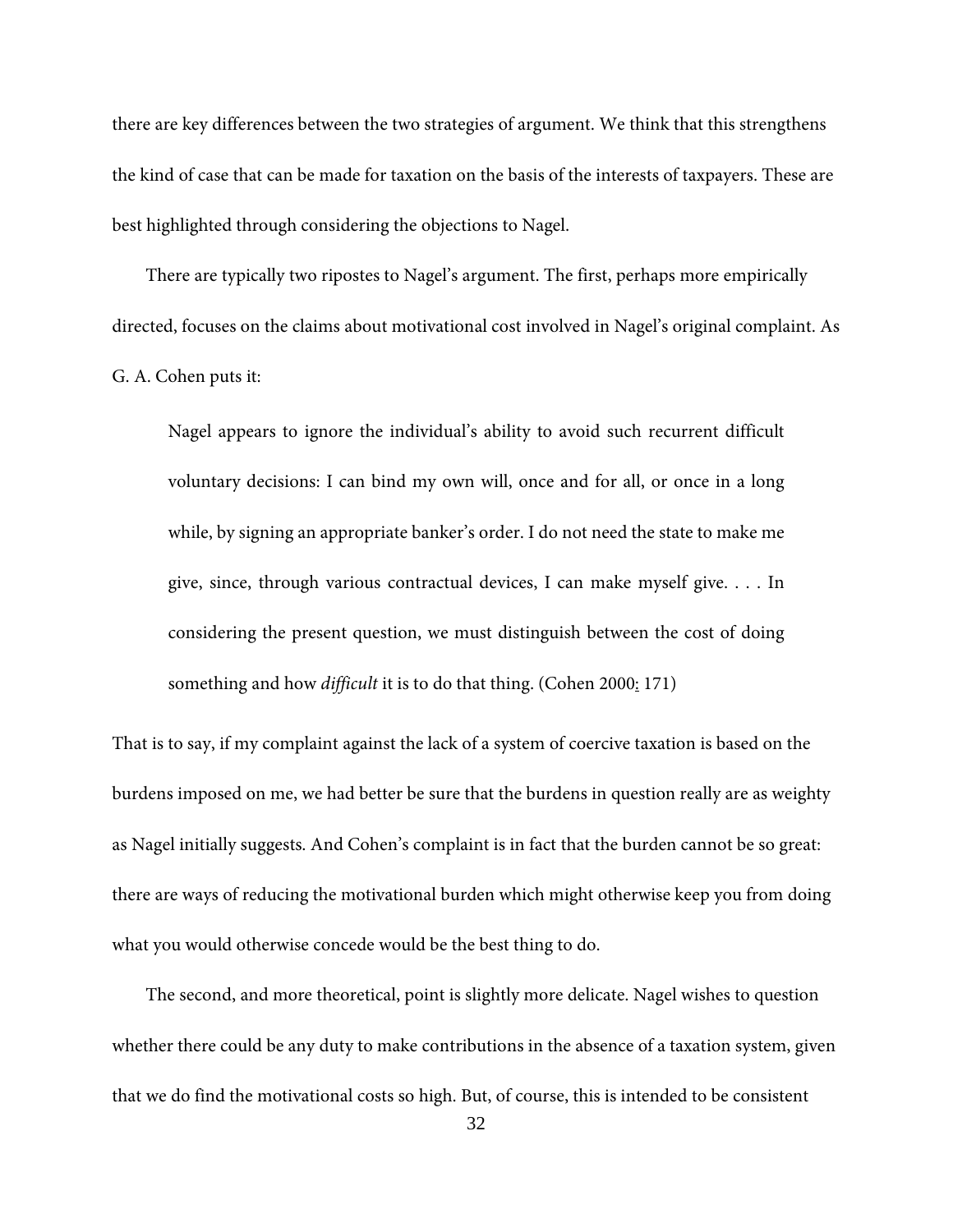there are key differences between the two strategies of argument. We think that this strengthens the kind of case that can be made for taxation on the basis of the interests of taxpayers. These are best highlighted through considering the objections to Nagel.

There are typically two ripostes to Nagel's argument. The first, perhaps more empirically directed, focuses on the claims about motivational cost involved in Nagel's original complaint. As G. A. Cohen puts it:

> Nagel appears to ignore the individual's ability to avoid such recurrent difficult voluntary decisions: I can bind my own will, once and for all, or once in a long while, by signing an appropriate banker's order. I do not need the state to make me give, since, through various contractual devices, I can make myself give. . . . In considering the present question, we must distinguish between the cost of doing something and how *difficult* it is to do that thing. (Cohen 2000: 171)

That is to say, if my complaint against the lack of a system of coercive taxation is based on the burdens imposed on me, we had better be sure that the burdens in question really are as weighty as Nagel initially suggests. And Cohen's complaint is in fact that the burden cannot be so great: there are ways of reducing the motivational burden which might otherwise keep you from doing what you would otherwise concede would be the best thing to do.

The second, and more theoretical, point is slightly more delicate. Nagel wishes to question whether there could be any duty to make contributions in the absence of a taxation system, given that we do find the motivational costs so high. But, of course, this is intended to be consistent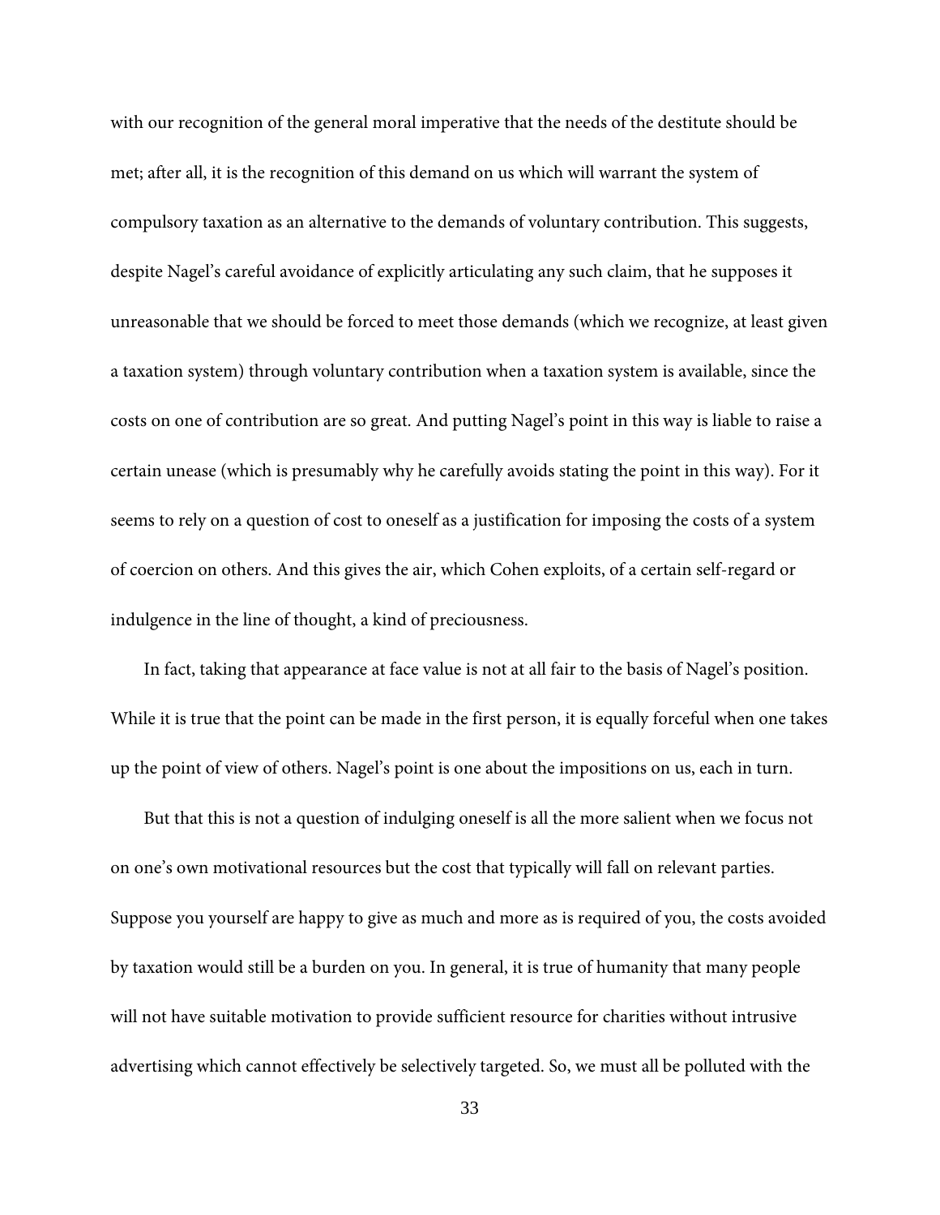with our recognition of the general moral imperative that the needs of the destitute should be met; after all, it is the recognition of this demand on us which will warrant the system of compulsory taxation as an alternative to the demands of voluntary contribution. This suggests, despite Nagel's careful avoidance of explicitly articulating any such claim, that he supposes it unreasonable that we should be forced to meet those demands (which we recognize, at least given a taxation system) through voluntary contribution when a taxation system is available, since the costs on one of contribution are so great. And putting Nagel's point in this way is liable to raise a certain unease (which is presumably why he carefully avoids stating the point in this way). For it seems to rely on a question of cost to oneself as a justification for imposing the costs of a system of coercion on others. And this gives the air, which Cohen exploits, of a certain self-regard or indulgence in the line of thought, a kind of preciousness.

In fact, taking that appearance at face value is not at all fair to the basis of Nagel's position. While it is true that the point can be made in the first person, it is equally forceful when one takes up the point of view of others. Nagel's point is one about the impositions on us, each in turn.

But that this is not a question of indulging oneself is all the more salient when we focus not on one's own motivational resources but the cost that typically will fall on relevant parties. Suppose you yourself are happy to give as much and more as is required of you, the costs avoided by taxation would still be a burden on you. In general, it is true of humanity that many people will not have suitable motivation to provide sufficient resource for charities without intrusive advertising which cannot effectively be selectively targeted. So, we must all be polluted with the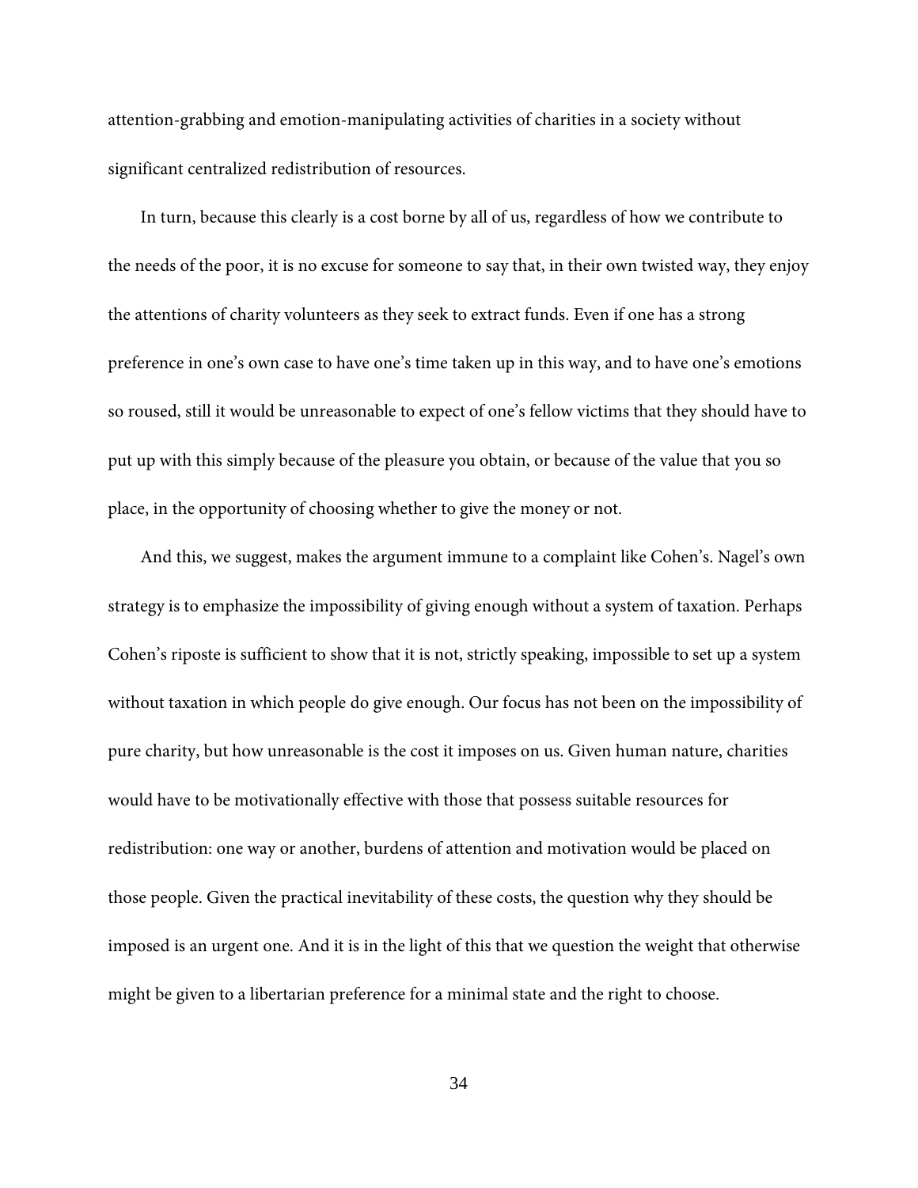attention-grabbing and emotion-manipulating activities of charities in a society without significant centralized redistribution of resources.

In turn, because this clearly is a cost borne by all of us, regardless of how we contribute to the needs of the poor, it is no excuse for someone to say that, in their own twisted way, they enjoy the attentions of charity volunteers as they seek to extract funds. Even if one has a strong preference in one's own case to have one's time taken up in this way, and to have one's emotions so roused, still it would be unreasonable to expect of one's fellow victims that they should have to put up with this simply because of the pleasure you obtain, or because of the value that you so place, in the opportunity of choosing whether to give the money or not.

And this, we suggest, makes the argument immune to a complaint like Cohen's. Nagel's own strategy is to emphasize the impossibility of giving enough without a system of taxation. Perhaps Cohen's riposte is sufficient to show that it is not, strictly speaking, impossible to set up a system without taxation in which people do give enough. Our focus has not been on the impossibility of pure charity, but how unreasonable is the cost it imposes on us. Given human nature, charities would have to be motivationally effective with those that possess suitable resources for redistribution: one way or another, burdens of attention and motivation would be placed on those people. Given the practical inevitability of these costs, the question why they should be imposed is an urgent one. And it is in the light of this that we question the weight that otherwise might be given to a libertarian preference for a minimal state and the right to choose.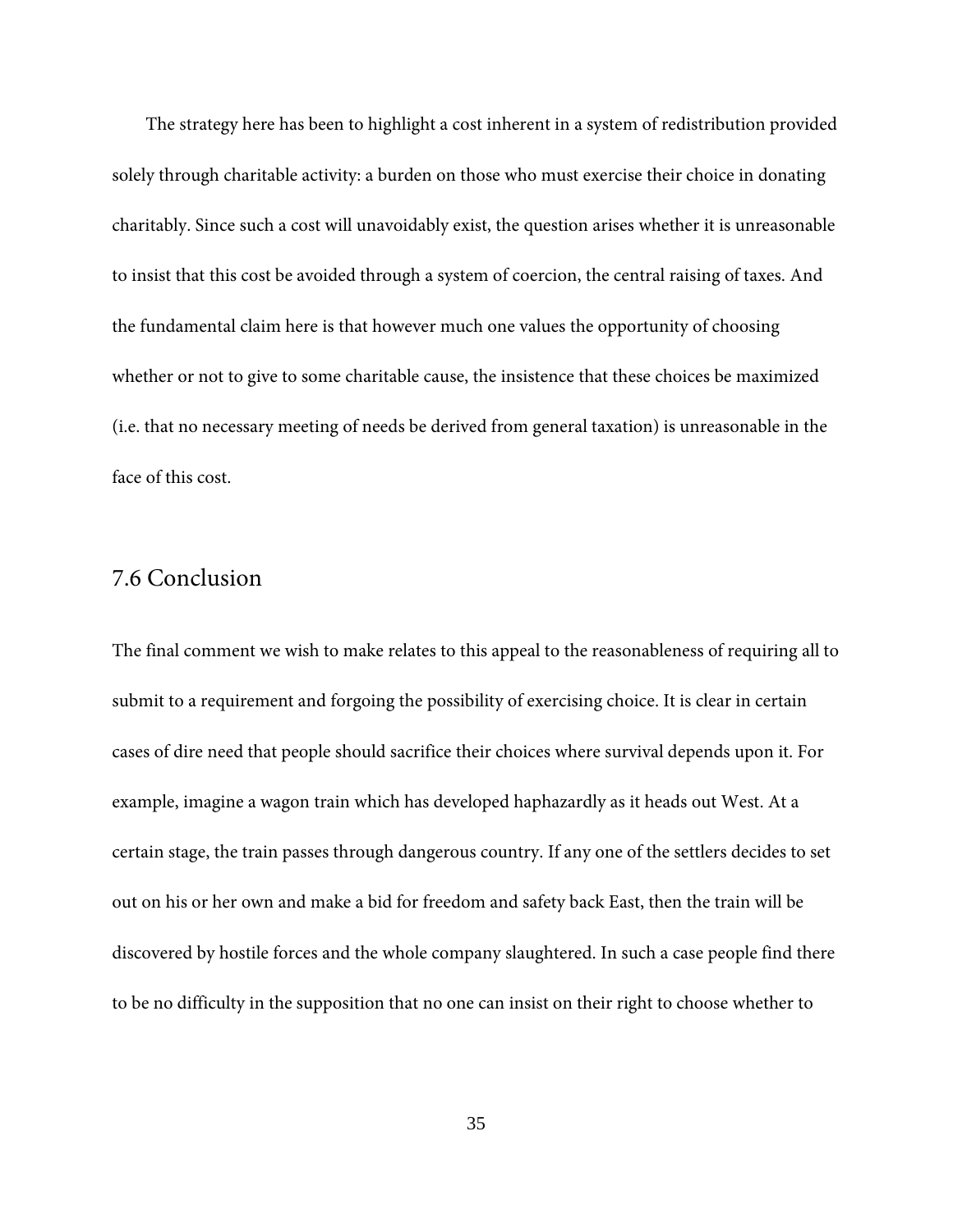The strategy here has been to highlight a cost inherent in a system of redistribution provided solely through charitable activity: a burden on those who must exercise their choice in donating charitably. Since such a cost will unavoidably exist, the question arises whether it is unreasonable to insist that this cost be avoided through a system of coercion, the central raising of taxes. And the fundamental claim here is that however much one values the opportunity of choosing whether or not to give to some charitable cause, the insistence that these choices be maximized (i.e. that no necessary meeting of needs be derived from general taxation) is unreasonable in the face of this cost.

## 7.6 Conclusion

The final comment we wish to make relates to this appeal to the reasonableness of requiring all to submit to a requirement and forgoing the possibility of exercising choice. It is clear in certain cases of dire need that people should sacrifice their choices where survival depends upon it. For example, imagine a wagon train which has developed haphazardly as it heads out West. At a certain stage, the train passes through dangerous country. If any one of the settlers decides to set out on his or her own and make a bid for freedom and safety back East, then the train will be discovered by hostile forces and the whole company slaughtered. In such a case people find there to be no difficulty in the supposition that no one can insist on their right to choose whether to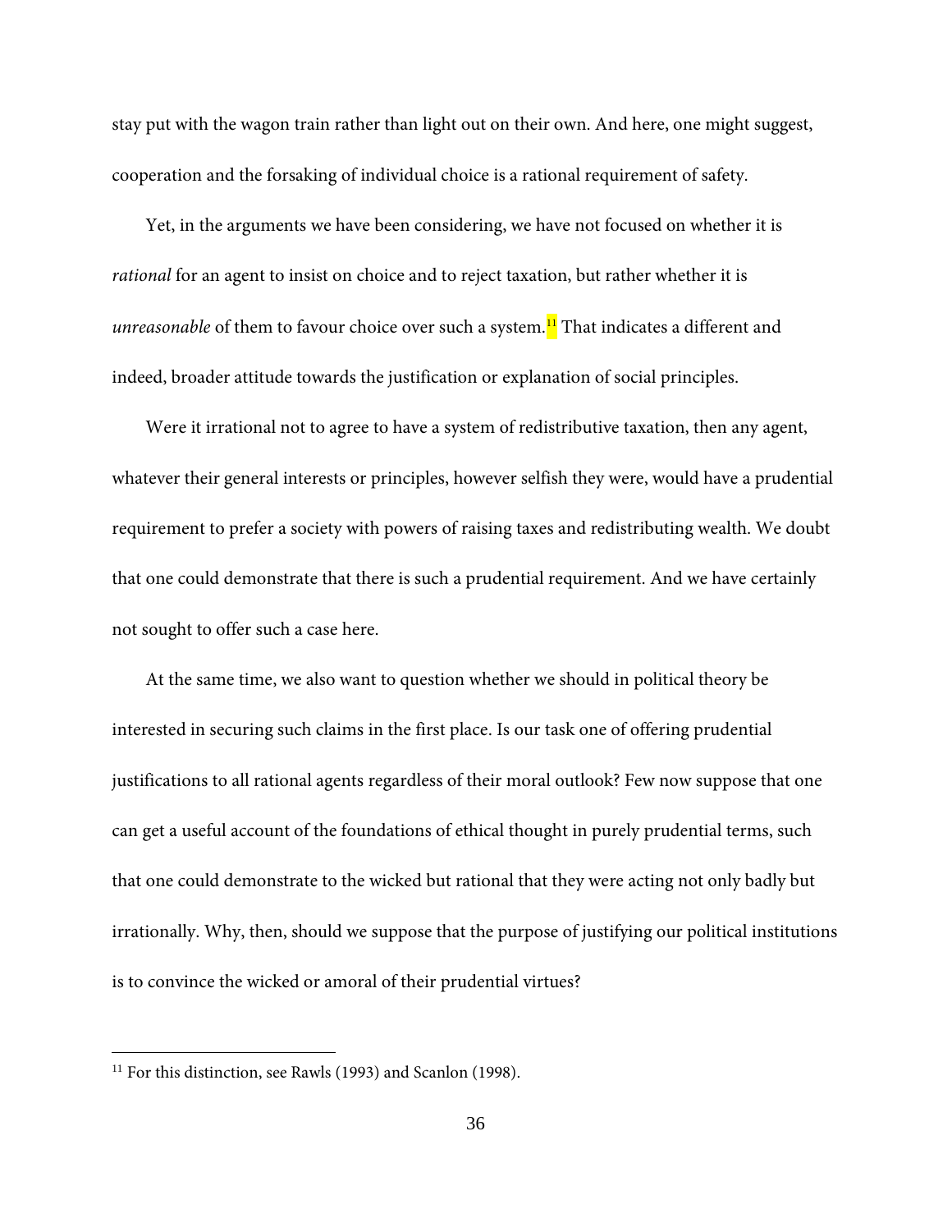stay put with the wagon train rather than light out on their own. And here, one might suggest, cooperation and the forsaking of individual choice is a rational requirement of safety.

Yet, in the arguments we have been considering, we have not focused on whether it is *rational* for an agent to insist on choice and to reject taxation, but rather whether it is *unreasonable* of them to favour choice over such a system.[11] That indicates a different and indeed, broader attitude towards the justification or explanation of social principles.

Were it irrational not to agree to have a system of redistributive taxation, then any agent, whatever their general interests or principles, however selfish they were, would have a prudential requirement to prefer a society with powers of raising taxes and redistributing wealth. We doubt that one could demonstrate that there is such a prudential requirement. And we have certainly not sought to offer such a case here.

At the same time, we also want to question whether we should in political theory be interested in securing such claims in the first place. Is our task one of offering prudential justifications to all rational agents regardless of their moral outlook? Few now suppose that one can get a useful account of the foundations of ethical thought in purely prudential terms, such that one could demonstrate to the wicked but rational that they were acting not only badly but irrationally. Why, then, should we suppose that the purpose of justifying our political institutions is to convince the wicked or amoral of their prudential virtues?

[11] For this distinction, see Rawls (1993) and Scanlon (1998).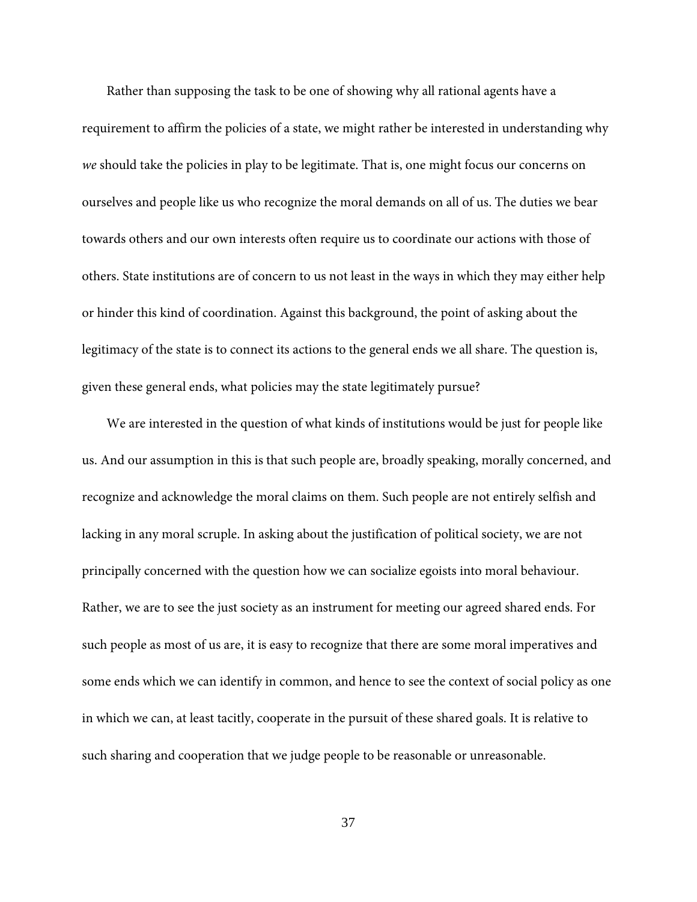Rather than supposing the task to be one of showing why all rational agents have a requirement to affirm the policies of a state, we might rather be interested in understanding why *we* should take the policies in play to be legitimate. That is, one might focus our concerns on ourselves and people like us who recognize the moral demands on all of us. The duties we bear towards others and our own interests often require us to coordinate our actions with those of others. State institutions are of concern to us not least in the ways in which they may either help or hinder this kind of coordination. Against this background, the point of asking about the legitimacy of the state is to connect its actions to the general ends we all share. The question is, given these general ends, what policies may the state legitimately pursue?

We are interested in the question of what kinds of institutions would be just for people like us. And our assumption in this is that such people are, broadly speaking, morally concerned, and recognize and acknowledge the moral claims on them. Such people are not entirely selfish and lacking in any moral scruple. In asking about the justification of political society, we are not principally concerned with the question how we can socialize egoists into moral behaviour. Rather, we are to see the just society as an instrument for meeting our agreed shared ends. For such people as most of us are, it is easy to recognize that there are some moral imperatives and some ends which we can identify in common, and hence to see the context of social policy as one in which we can, at least tacitly, cooperate in the pursuit of these shared goals. It is relative to such sharing and cooperation that we judge people to be reasonable or unreasonable.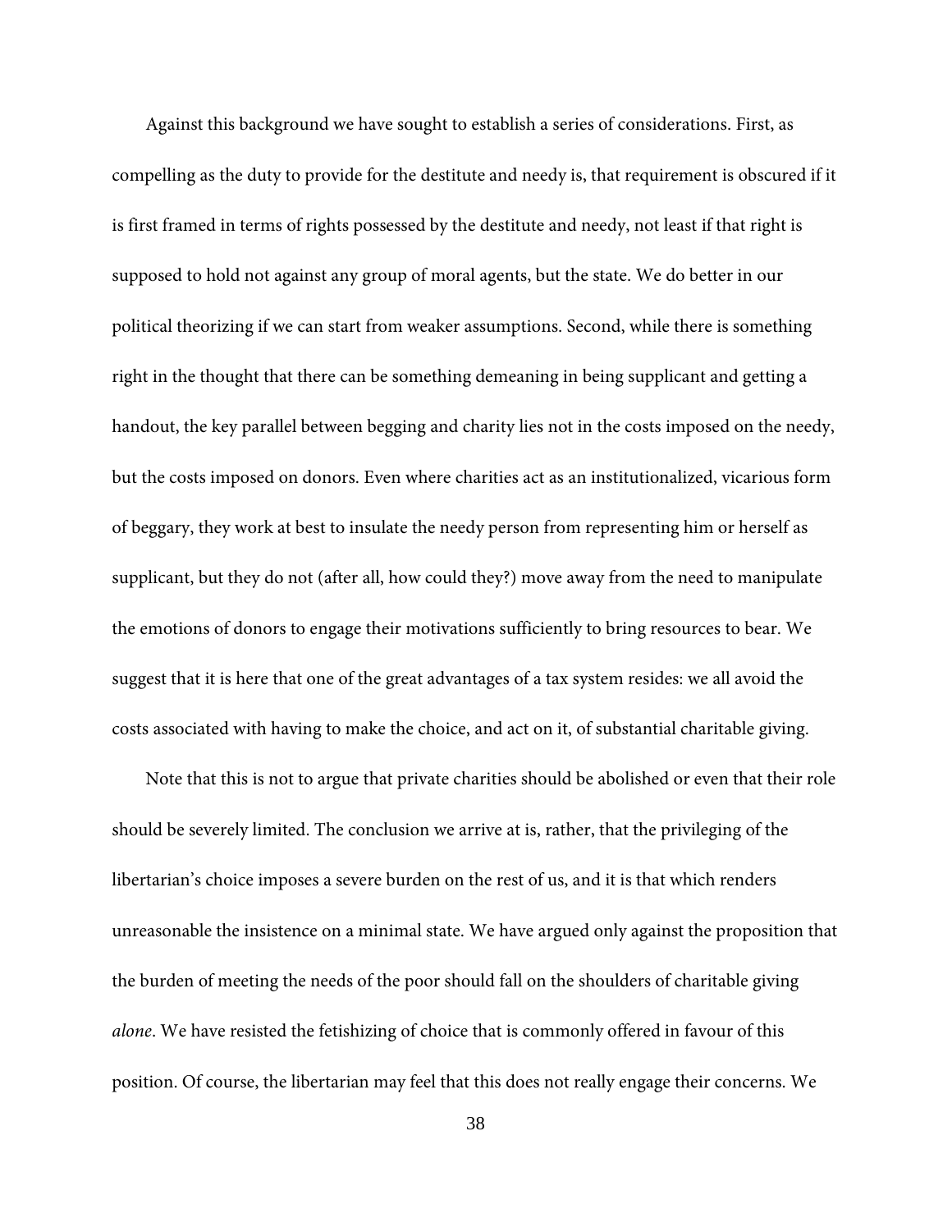Against this background we have sought to establish a series of considerations. First, as compelling as the duty to provide for the destitute and needy is, that requirement is obscured if it is first framed in terms of rights possessed by the destitute and needy, not least if that right is supposed to hold not against any group of moral agents, but the state. We do better in our political theorizing if we can start from weaker assumptions. Second, while there is something right in the thought that there can be something demeaning in being supplicant and getting a handout, the key parallel between begging and charity lies not in the costs imposed on the needy, but the costs imposed on donors. Even where charities act as an institutionalized, vicarious form of beggary, they work at best to insulate the needy person from representing him or herself as supplicant, but they do not (after all, how could they?) move away from the need to manipulate the emotions of donors to engage their motivations sufficiently to bring resources to bear. We suggest that it is here that one of the great advantages of a tax system resides: we all avoid the costs associated with having to make the choice, and act on it, of substantial charitable giving.

Note that this is not to argue that private charities should be abolished or even that their role should be severely limited. The conclusion we arrive at is, rather, that the privileging of the libertarian's choice imposes a severe burden on the rest of us, and it is that which renders unreasonable the insistence on a minimal state. We have argued only against the proposition that the burden of meeting the needs of the poor should fall on the shoulders of charitable giving *alone*. We have resisted the fetishizing of choice that is commonly offered in favour of this position. Of course, the libertarian may feel that this does not really engage their concerns. We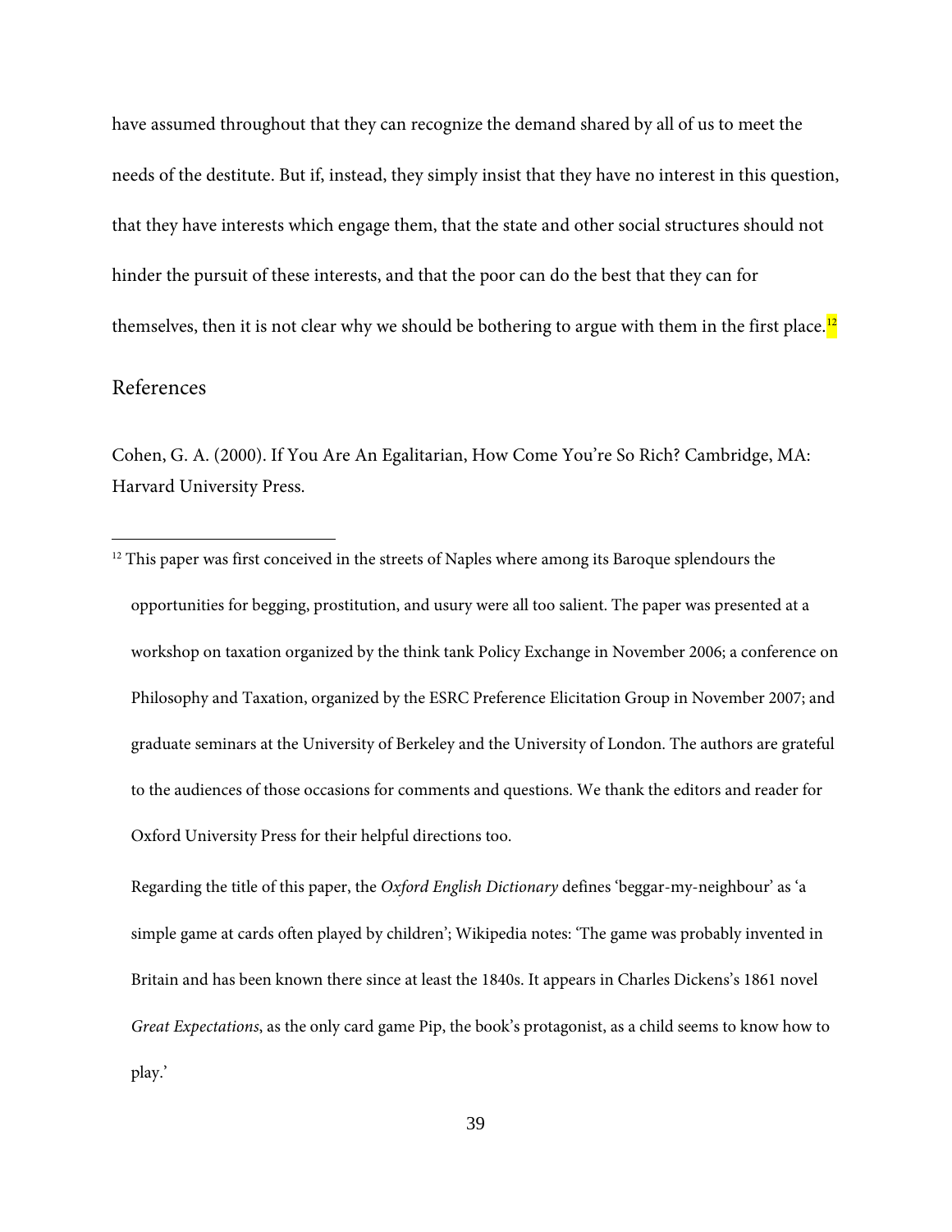have assumed throughout that they can recognize the demand shared by all of us to meet the needs of the destitute. But if, instead, they simply insist that they have no interest in this question, that they have interests which engage them, that the state and other social structures should not hinder the pursuit of these interests, and that the poor can do the best that they can for themselves, then it is not clear why we should be bothering to argue with them in the first place.[12]

## References

Cohen, G. A. (2000). If You Are An Egalitarian, How Come You're So Rich? Cambridge, MA: Harvard University Press.

---

[12] This paper was first conceived in the streets of Naples where among its Baroque splendours the opportunities for begging, prostitution, and usury were all too salient. The paper was presented at a workshop on taxation organized by the think tank Policy Exchange in November 2006; a conference on Philosophy and Taxation, organized by the ESRC Preference Elicitation Group in November 2007; and graduate seminars at the University of Berkeley and the University of London. The authors are grateful to the audiences of those occasions for comments and questions. We thank the editors and reader for Oxford University Press for their helpful directions too.

Regarding the title of this paper, the *Oxford English Dictionary* defines 'beggar-my-neighbour' as 'a simple game at cards often played by children'; Wikipedia notes: 'The game was probably invented in Britain and has been known there since at least the 1840s. It appears in Charles Dickens's 1861 novel *Great Expectations*, as the only card game Pip, the book's protagonist, as a child seems to know how to play.'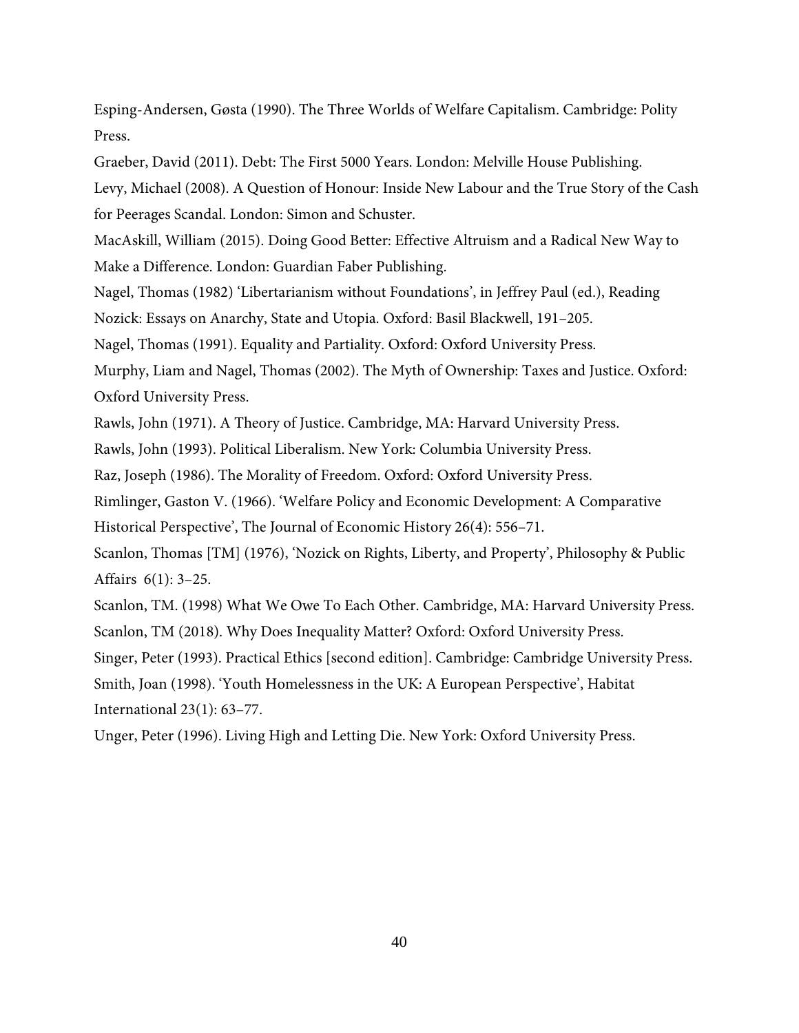Esping-Andersen, Gøsta (1990). The Three Worlds of Welfare Capitalism. Cambridge: Polity Press.

Graeber, David (2011). Debt: The First 5000 Years. London: Melville House Publishing.

Levy, Michael (2008). A Question of Honour: Inside New Labour and the True Story of the Cash for Peerages Scandal. London: Simon and Schuster.

MacAskill, William (2015). Doing Good Better: Effective Altruism and a Radical New Way to Make a Difference. London: Guardian Faber Publishing.

Nagel, Thomas (1982) 'Libertarianism without Foundations', in Jeffrey Paul (ed.), Reading Nozick: Essays on Anarchy, State and Utopia. Oxford: Basil Blackwell, 191–205.

Nagel, Thomas (1991). Equality and Partiality. Oxford: Oxford University Press.

Murphy, Liam and Nagel, Thomas (2002). The Myth of Ownership: Taxes and Justice. Oxford: Oxford University Press.

Rawls, John (1971). A Theory of Justice. Cambridge, MA: Harvard University Press.

Rawls, John (1993). Political Liberalism. New York: Columbia University Press.

Raz, Joseph (1986). The Morality of Freedom. Oxford: Oxford University Press.

Rimlinger, Gaston V. (1966). 'Welfare Policy and Economic Development: A Comparative Historical Perspective', The Journal of Economic History 26(4): 556–71.

Scanlon, Thomas [TM] (1976), 'Nozick on Rights, Liberty, and Property', Philosophy & Public Affairs 6(1): 3–25.

Scanlon, TM. (1998) What We Owe To Each Other. Cambridge, MA: Harvard University Press.

Scanlon, TM (2018). Why Does Inequality Matter? Oxford: Oxford University Press.

Singer, Peter (1993). Practical Ethics [second edition]. Cambridge: Cambridge University Press.

Smith, Joan (1998). 'Youth Homelessness in the UK: A European Perspective', Habitat International 23(1): 63–77.

Unger, Peter (1996). Living High and Letting Die. New York: Oxford University Press.